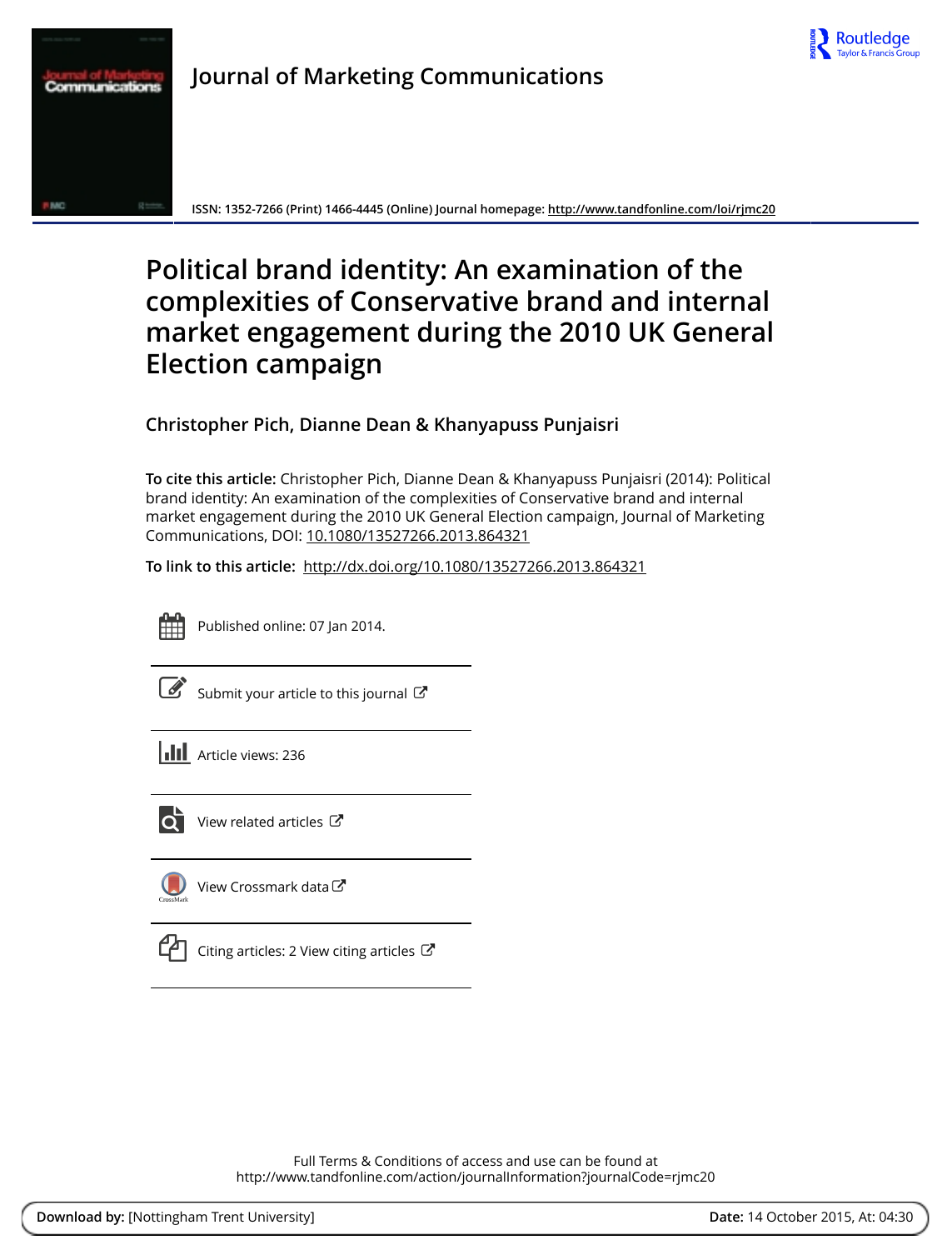Journal of Marketing Communications

ISSN: 1352-7266 (Print) 1466-4445 (Online) Journal homepage: http://www.tandfonline.com/loi/rjmc20

# Political brand identity: An examination of the complexities of Conservative brand and internal market engagement during the 2010 UK General Election campaign

**Christopher Pich, Dianne Dean & Khanyapuss Punjaisri**

**To cite this article:** Christopher Pich, Dianne Dean & Khanyapuss Punjaisri (2014): Political brand identity: An examination of the complexities of Conservative brand and internal market engagement during the 2010 UK General Election campaign, Journal of Marketing Communications, DOI: 10.1080/13527266.2013.864321

**To link to this article:** http://dx.doi.org/10.1080/13527266.2013.864321

Published online: 07 Jan 2014.

Submit your article to this journal

Article views: 236

View related articles

View Crossmark data

Citing articles: 2 View citing articles

Full Terms & Conditions of access and use can be found at
http://www.tandfonline.com/action/journalInformation?journalCode=rjmc20

**Download by:** [Nottingham Trent University] **Date:** 14 October 2015, At: 04:30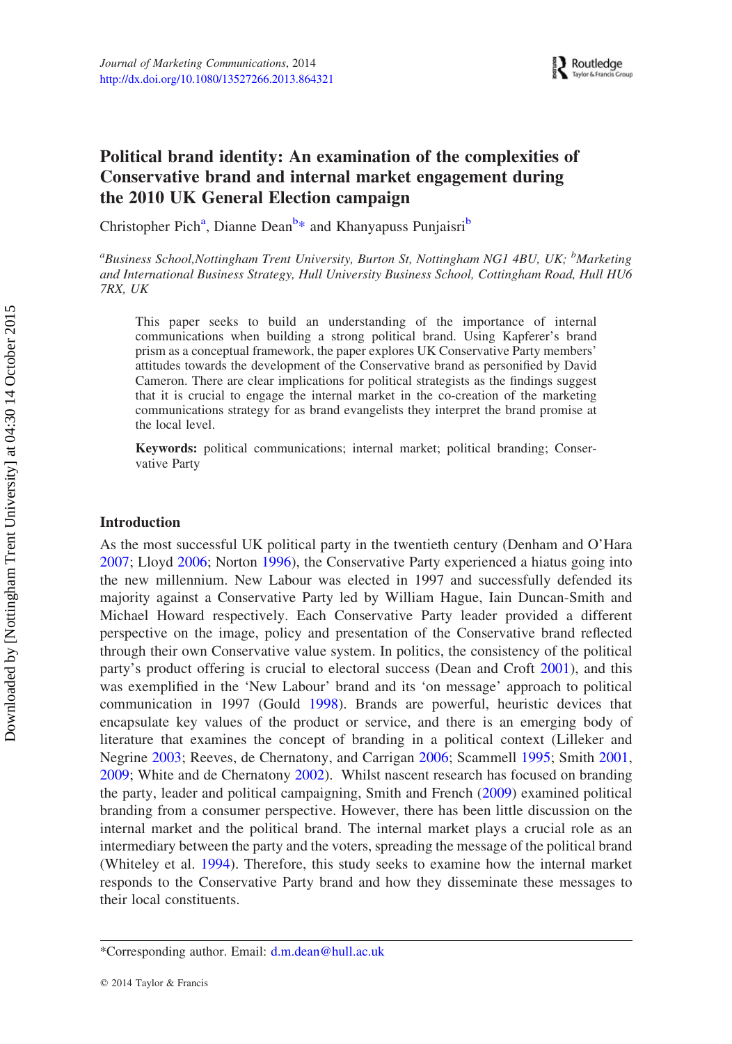# Political brand identity: An examination of the complexities of Conservative brand and internal market engagement during the 2010 UK General Election campaign

Christopher Pich[a], Dianne Dean[b]* and Khanyapuss Punjaisri[b]

[a]*Business School,Nottingham Trent University, Burton St, Nottingham NG1 4BU, UK;* [b]*Marketing and International Business Strategy, Hull University Business School, Cottingham Road, Hull HU6 7RX, UK*

This paper seeks to build an understanding of the importance of internal communications when building a strong political brand. Using Kapferer's brand prism as a conceptual framework, the paper explores UK Conservative Party members' attitudes towards the development of the Conservative brand as personified by David Cameron. There are clear implications for political strategists as the findings suggest that it is crucial to engage the internal market in the co-creation of the marketing communications strategy for as brand evangelists they interpret the brand promise at the local level.

**Keywords:** political communications; internal market; political branding; Conservative Party

## Introduction

As the most successful UK political party in the twentieth century (Denham and O'Hara 2007; Lloyd 2006; Norton 1996), the Conservative Party experienced a hiatus going into the new millennium. New Labour was elected in 1997 and successfully defended its majority against a Conservative Party led by William Hague, Iain Duncan-Smith and Michael Howard respectively. Each Conservative Party leader provided a different perspective on the image, policy and presentation of the Conservative brand reflected through their own Conservative value system. In politics, the consistency of the political party's product offering is crucial to electoral success (Dean and Croft 2001), and this was exemplified in the 'New Labour' brand and its 'on message' approach to political communication in 1997 (Gould 1998). Brands are powerful, heuristic devices that encapsulate key values of the product or service, and there is an emerging body of literature that examines the concept of branding in a political context (Lilleker and Negrine 2003; Reeves, de Chernatony, and Carrigan 2006; Scammell 1995; Smith 2001, 2009; White and de Chernatony 2002). Whilst nascent research has focused on branding the party, leader and political campaigning, Smith and French (2009) examined political branding from a consumer perspective. However, there has been little discussion on the internal market and the political brand. The internal market plays a crucial role as an intermediary between the party and the voters, spreading the message of the political brand (Whiteley et al. 1994). Therefore, this study seeks to examine how the internal market responds to the Conservative Party brand and how they disseminate these messages to their local constituents.

*Corresponding author. Email: d.m.dean@hull.ac.uk

© 2014 Taylor & Francis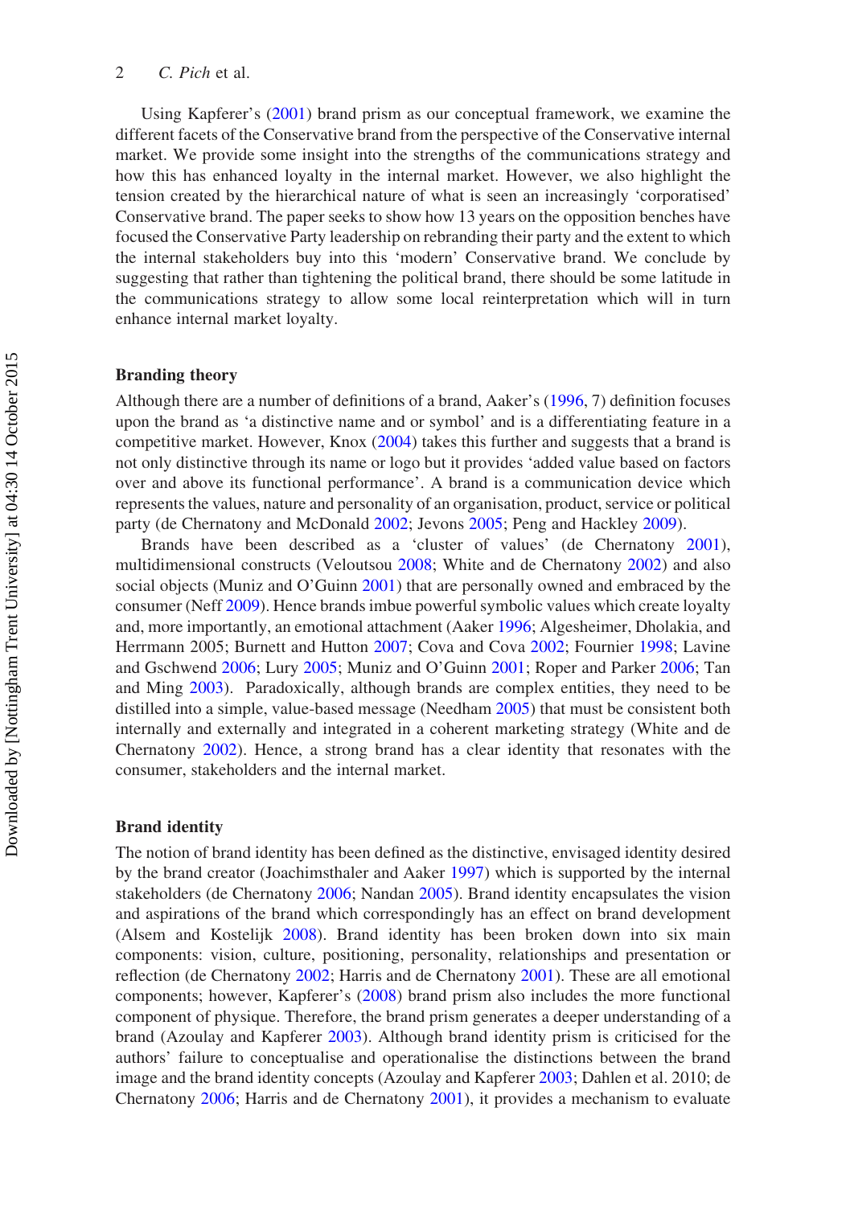Using Kapferer's (2001) brand prism as our conceptual framework, we examine the different facets of the Conservative brand from the perspective of the Conservative internal market. We provide some insight into the strengths of the communications strategy and how this has enhanced loyalty in the internal market. However, we also highlight the tension created by the hierarchical nature of what is seen an increasingly 'corporatised' Conservative brand. The paper seeks to show how 13 years on the opposition benches have focused the Conservative Party leadership on rebranding their party and the extent to which the internal stakeholders buy into this 'modern' Conservative brand. We conclude by suggesting that rather than tightening the political brand, there should be some latitude in the communications strategy to allow some local reinterpretation which will in turn enhance internal market loyalty.

## Branding theory

Although there are a number of definitions of a brand, Aaker's (1996, 7) definition focuses upon the brand as 'a distinctive name and or symbol' and is a differentiating feature in a competitive market. However, Knox (2004) takes this further and suggests that a brand is not only distinctive through its name or logo but it provides 'added value based on factors over and above its functional performance'. A brand is a communication device which represents the values, nature and personality of an organisation, product, service or political party (de Chernatony and McDonald 2002; Jevons 2005; Peng and Hackley 2009).

Brands have been described as a 'cluster of values' (de Chernatony 2001), multidimensional constructs (Veloutsou 2008; White and de Chernatony 2002) and also social objects (Muniz and O'Guinn 2001) that are personally owned and embraced by the consumer (Neff 2009). Hence brands imbue powerful symbolic values which create loyalty and, more importantly, an emotional attachment (Aaker 1996; Algesheimer, Dholakia, and Herrmann 2005; Burnett and Hutton 2007; Cova and Cova 2002; Fournier 1998; Lavine and Gschwend 2006; Lury 2005; Muniz and O'Guinn 2001; Roper and Parker 2006; Tan and Ming 2003). Paradoxically, although brands are complex entities, they need to be distilled into a simple, value-based message (Needham 2005) that must be consistent both internally and externally and integrated in a coherent marketing strategy (White and de Chernatony 2002). Hence, a strong brand has a clear identity that resonates with the consumer, stakeholders and the internal market.

## Brand identity

The notion of brand identity has been defined as the distinctive, envisaged identity desired by the brand creator (Joachimsthaler and Aaker 1997) which is supported by the internal stakeholders (de Chernatony 2006; Nandan 2005). Brand identity encapsulates the vision and aspirations of the brand which correspondingly has an effect on brand development (Alsem and Kostelijk 2008). Brand identity has been broken down into six main components: vision, culture, positioning, personality, relationships and presentation or reflection (de Chernatony 2002; Harris and de Chernatony 2001). These are all emotional components; however, Kapferer's (2008) brand prism also includes the more functional component of physique. Therefore, the brand prism generates a deeper understanding of a brand (Azoulay and Kapferer 2003). Although brand identity prism is criticised for the authors' failure to conceptualise and operationalise the distinctions between the brand image and the brand identity concepts (Azoulay and Kapferer 2003; Dahlen et al. 2010; de Chernatony 2006; Harris and de Chernatony 2001), it provides a mechanism to evaluate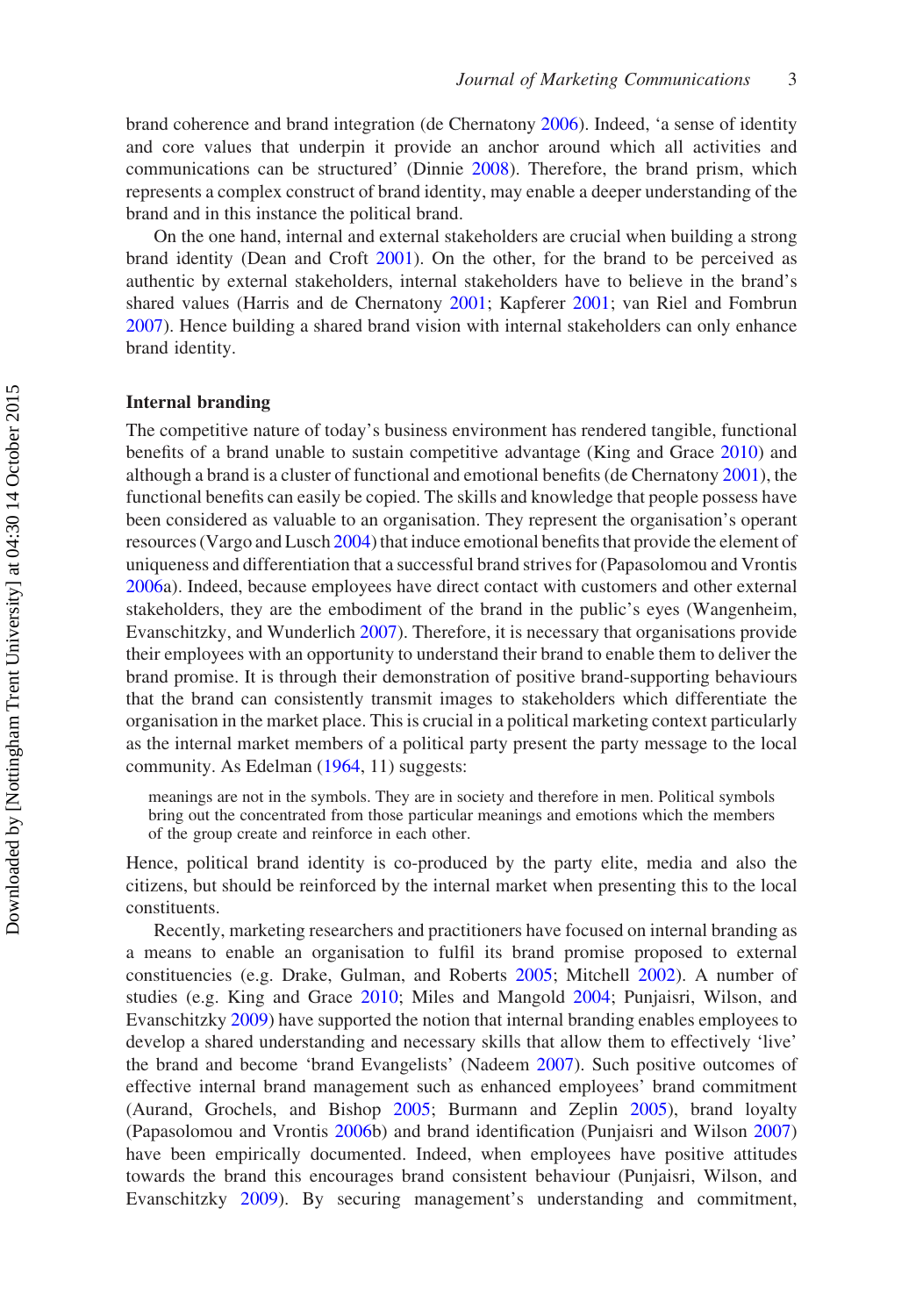brand coherence and brand integration (de Chernatony 2006). Indeed, 'a sense of identity and core values that underpin it provide an anchor around which all activities and communications can be structured' (Dinnie 2008). Therefore, the brand prism, which represents a complex construct of brand identity, may enable a deeper understanding of the brand and in this instance the political brand.

On the one hand, internal and external stakeholders are crucial when building a strong brand identity (Dean and Croft 2001). On the other, for the brand to be perceived as authentic by external stakeholders, internal stakeholders have to believe in the brand's shared values (Harris and de Chernatony 2001; Kapferer 2001; van Riel and Fombrun 2007). Hence building a shared brand vision with internal stakeholders can only enhance brand identity.

## Internal branding

The competitive nature of today's business environment has rendered tangible, functional benefits of a brand unable to sustain competitive advantage (King and Grace 2010) and although a brand is a cluster of functional and emotional benefits (de Chernatony 2001), the functional benefits can easily be copied. The skills and knowledge that people possess have been considered as valuable to an organisation. They represent the organisation's operant resources (Vargo and Lusch 2004) that induce emotional benefits that provide the element of uniqueness and differentiation that a successful brand strives for (Papasolomou and Vrontis 2006a). Indeed, because employees have direct contact with customers and other external stakeholders, they are the embodiment of the brand in the public's eyes (Wangenheim, Evanschitzky, and Wunderlich 2007). Therefore, it is necessary that organisations provide their employees with an opportunity to understand their brand to enable them to deliver the brand promise. It is through their demonstration of positive brand-supporting behaviours that the brand can consistently transmit images to stakeholders which differentiate the organisation in the market place. This is crucial in a political marketing context particularly as the internal market members of a political party present the party message to the local community. As Edelman (1964, 11) suggests:

> meanings are not in the symbols. They are in society and therefore in men. Political symbols bring out the concentrated from those particular meanings and emotions which the members of the group create and reinforce in each other.

Hence, political brand identity is co-produced by the party elite, media and also the citizens, but should be reinforced by the internal market when presenting this to the local constituents.

Recently, marketing researchers and practitioners have focused on internal branding as a means to enable an organisation to fulfil its brand promise proposed to external constituencies (e.g. Drake, Gulman, and Roberts 2005; Mitchell 2002). A number of studies (e.g. King and Grace 2010; Miles and Mangold 2004; Punjaisri, Wilson, and Evanschitzky 2009) have supported the notion that internal branding enables employees to develop a shared understanding and necessary skills that allow them to effectively 'live' the brand and become 'brand Evangelists' (Nadeem 2007). Such positive outcomes of effective internal brand management such as enhanced employees' brand commitment (Aurand, Grochels, and Bishop 2005; Burmann and Zeplin 2005), brand loyalty (Papasolomou and Vrontis 2006b) and brand identification (Punjaisri and Wilson 2007) have been empirically documented. Indeed, when employees have positive attitudes towards the brand this encourages brand consistent behaviour (Punjaisri, Wilson, and Evanschitzky 2009). By securing management's understanding and commitment,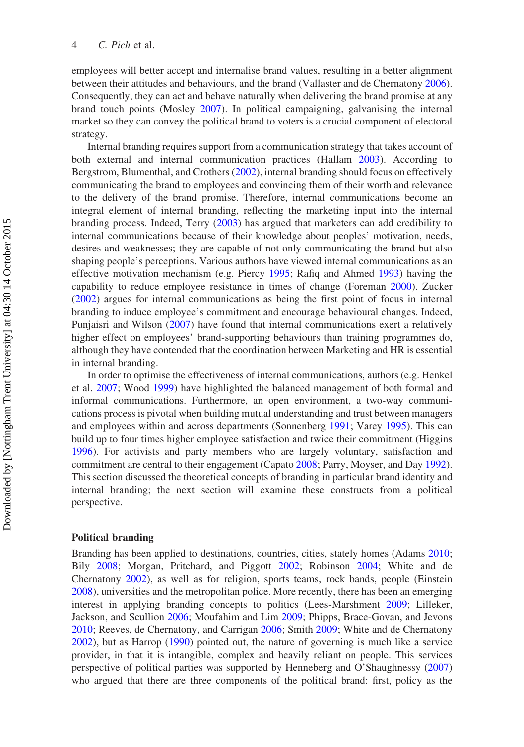employees will better accept and internalise brand values, resulting in a better alignment between their attitudes and behaviours, and the brand (Vallaster and de Chernatony 2006). Consequently, they can act and behave naturally when delivering the brand promise at any brand touch points (Mosley 2007). In political campaigning, galvanising the internal market so they can convey the political brand to voters is a crucial component of electoral strategy.

Internal branding requires support from a communication strategy that takes account of both external and internal communication practices (Hallam 2003). According to Bergstrom, Blumenthal, and Crothers (2002), internal branding should focus on effectively communicating the brand to employees and convincing them of their worth and relevance to the delivery of the brand promise. Therefore, internal communications become an integral element of internal branding, reflecting the marketing input into the internal branding process. Indeed, Terry (2003) has argued that marketers can add credibility to internal communications because of their knowledge about peoples' motivation, needs, desires and weaknesses; they are capable of not only communicating the brand but also shaping people's perceptions. Various authors have viewed internal communications as an effective motivation mechanism (e.g. Piercy 1995; Rafiq and Ahmed 1993) having the capability to reduce employee resistance in times of change (Foreman 2000). Zucker (2002) argues for internal communications as being the first point of focus in internal branding to induce employee's commitment and encourage behavioural changes. Indeed, Punjaisri and Wilson (2007) have found that internal communications exert a relatively higher effect on employees' brand-supporting behaviours than training programmes do, although they have contended that the coordination between Marketing and HR is essential in internal branding.

In order to optimise the effectiveness of internal communications, authors (e.g. Henkel et al. 2007; Wood 1999) have highlighted the balanced management of both formal and informal communications. Furthermore, an open environment, a two-way communications process is pivotal when building mutual understanding and trust between managers and employees within and across departments (Sonnenberg 1991; Varey 1995). This can build up to four times higher employee satisfaction and twice their commitment (Higgins 1996). For activists and party members who are largely voluntary, satisfaction and commitment are central to their engagement (Capato 2008; Parry, Moyser, and Day 1992). This section discussed the theoretical concepts of branding in particular brand identity and internal branding; the next section will examine these constructs from a political perspective.

## Political branding

Branding has been applied to destinations, countries, cities, stately homes (Adams 2010; Bily 2008; Morgan, Pritchard, and Piggott 2002; Robinson 2004; White and de Chernatony 2002), as well as for religion, sports teams, rock bands, people (Einstein 2008), universities and the metropolitan police. More recently, there has been an emerging interest in applying branding concepts to politics (Lees-Marshment 2009; Lilleker, Jackson, and Scullion 2006; Moufahim and Lim 2009; Phipps, Brace-Govan, and Jevons 2010; Reeves, de Chernatony, and Carrigan 2006; Smith 2009; White and de Chernatony 2002), but as Harrop (1990) pointed out, the nature of governing is much like a service provider, in that it is intangible, complex and heavily reliant on people. This services perspective of political parties was supported by Henneberg and O'Shaughnessy (2007) who argued that there are three components of the political brand: first, policy as the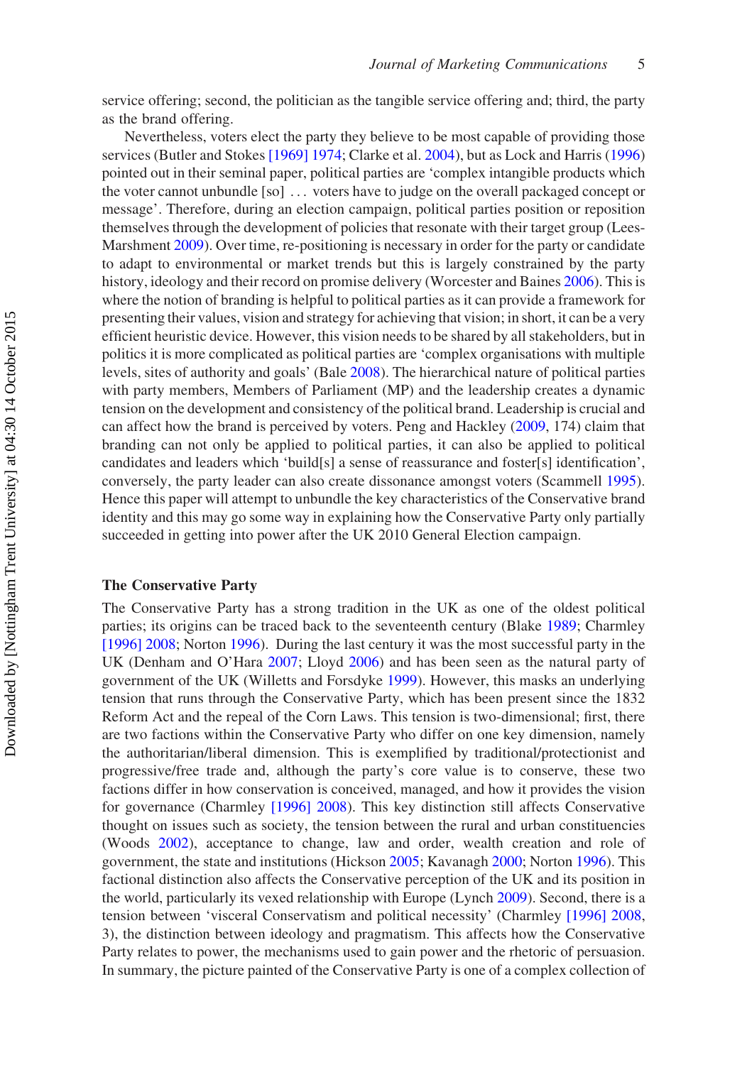service offering; second, the politician as the tangible service offering and; third, the party as the brand offering.

Nevertheless, voters elect the party they believe to be most capable of providing those services (Butler and Stokes [1969] 1974; Clarke et al. 2004), but as Lock and Harris (1996) pointed out in their seminal paper, political parties are 'complex intangible products which the voter cannot unbundle [so] ... voters have to judge on the overall packaged concept or message'. Therefore, during an election campaign, political parties position or reposition themselves through the development of policies that resonate with their target group (Lees-Marshment 2009). Over time, re-positioning is necessary in order for the party or candidate to adapt to environmental or market trends but this is largely constrained by the party history, ideology and their record on promise delivery (Worcester and Baines 2006). This is where the notion of branding is helpful to political parties as it can provide a framework for presenting their values, vision and strategy for achieving that vision; in short, it can be a very efficient heuristic device. However, this vision needs to be shared by all stakeholders, but in politics it is more complicated as political parties are 'complex organisations with multiple levels, sites of authority and goals' (Bale 2008). The hierarchical nature of political parties with party members, Members of Parliament (MP) and the leadership creates a dynamic tension on the development and consistency of the political brand. Leadership is crucial and can affect how the brand is perceived by voters. Peng and Hackley (2009, 174) claim that branding can not only be applied to political parties, it can also be applied to political candidates and leaders which 'build[s] a sense of reassurance and foster[s] identification', conversely, the party leader can also create dissonance amongst voters (Scammell 1995). Hence this paper will attempt to unbundle the key characteristics of the Conservative brand identity and this may go some way in explaining how the Conservative Party only partially succeeded in getting into power after the UK 2010 General Election campaign.

## The Conservative Party

The Conservative Party has a strong tradition in the UK as one of the oldest political parties; its origins can be traced back to the seventeenth century (Blake 1989; Charmley [1996] 2008; Norton 1996). During the last century it was the most successful party in the UK (Denham and O'Hara 2007; Lloyd 2006) and has been seen as the natural party of government of the UK (Willetts and Forsdyke 1999). However, this masks an underlying tension that runs through the Conservative Party, which has been present since the 1832 Reform Act and the repeal of the Corn Laws. This tension is two-dimensional; first, there are two factions within the Conservative Party who differ on one key dimension, namely the authoritarian/liberal dimension. This is exemplified by traditional/protectionist and progressive/free trade and, although the party's core value is to conserve, these two factions differ in how conservation is conceived, managed, and how it provides the vision for governance (Charmley [1996] 2008). This key distinction still affects Conservative thought on issues such as society, the tension between the rural and urban constituencies (Woods 2002), acceptance to change, law and order, wealth creation and role of government, the state and institutions (Hickson 2005; Kavanagh 2000; Norton 1996). This factional distinction also affects the Conservative perception of the UK and its position in the world, particularly its vexed relationship with Europe (Lynch 2009). Second, there is a tension between 'visceral Conservatism and political necessity' (Charmley [1996] 2008, 3), the distinction between ideology and pragmatism. This affects how the Conservative Party relates to power, the mechanisms used to gain power and the rhetoric of persuasion. In summary, the picture painted of the Conservative Party is one of a complex collection of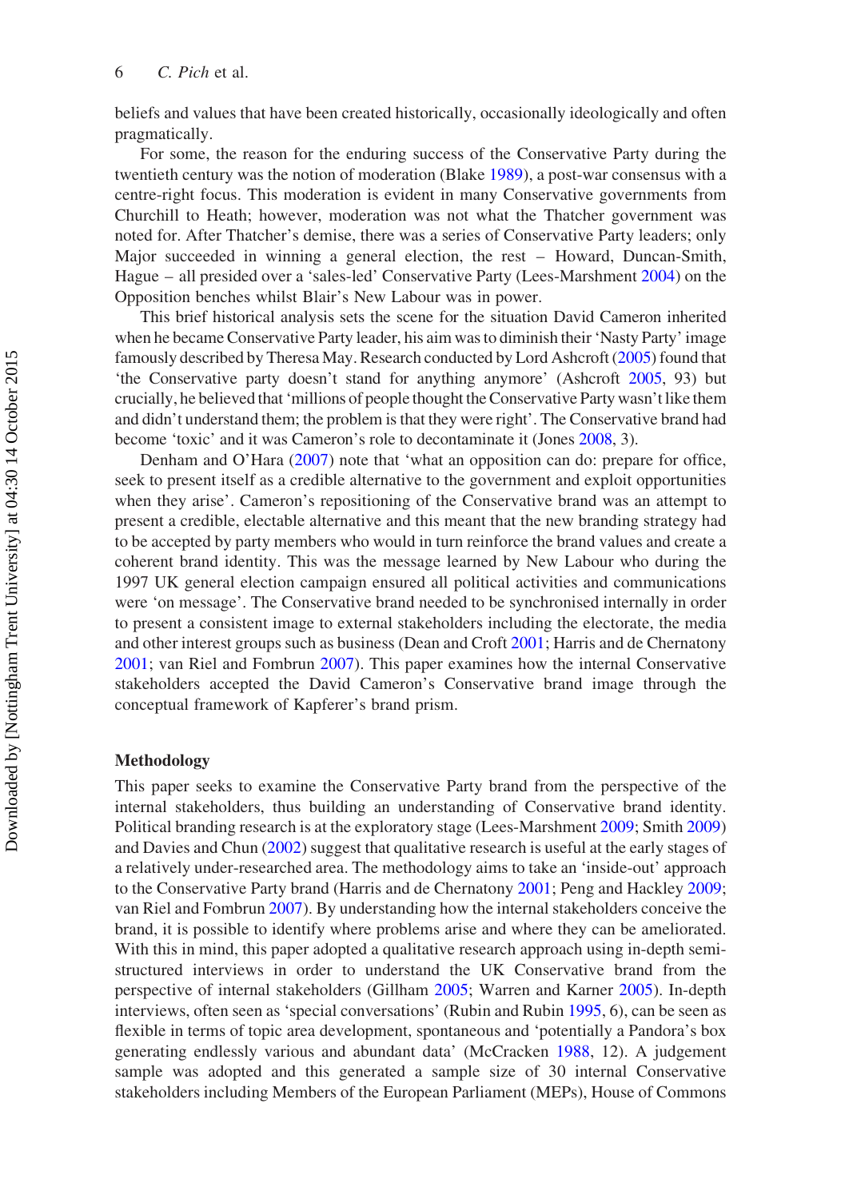beliefs and values that have been created historically, occasionally ideologically and often pragmatically.

For some, the reason for the enduring success of the Conservative Party during the twentieth century was the notion of moderation (Blake 1989), a post-war consensus with a centre-right focus. This moderation is evident in many Conservative governments from Churchill to Heath; however, moderation was not what the Thatcher government was noted for. After Thatcher's demise, there was a series of Conservative Party leaders; only Major succeeded in winning a general election, the rest – Howard, Duncan-Smith, Hague – all presided over a 'sales-led' Conservative Party (Lees-Marshment 2004) on the Opposition benches whilst Blair's New Labour was in power.

This brief historical analysis sets the scene for the situation David Cameron inherited when he became Conservative Party leader, his aim was to diminish their 'Nasty Party' image famously described by Theresa May. Research conducted by Lord Ashcroft (2005) found that 'the Conservative party doesn't stand for anything anymore' (Ashcroft 2005, 93) but crucially, he believed that 'millions of people thought the Conservative Party wasn't like them and didn't understand them; the problem is that they were right'. The Conservative brand had become 'toxic' and it was Cameron's role to decontaminate it (Jones 2008, 3).

Denham and O'Hara (2007) note that 'what an opposition can do: prepare for office, seek to present itself as a credible alternative to the government and exploit opportunities when they arise'. Cameron's repositioning of the Conservative brand was an attempt to present a credible, electable alternative and this meant that the new branding strategy had to be accepted by party members who would in turn reinforce the brand values and create a coherent brand identity. This was the message learned by New Labour who during the 1997 UK general election campaign ensured all political activities and communications were 'on message'. The Conservative brand needed to be synchronised internally in order to present a consistent image to external stakeholders including the electorate, the media and other interest groups such as business (Dean and Croft 2001; Harris and de Chernatony 2001; van Riel and Fombrun 2007). This paper examines how the internal Conservative stakeholders accepted the David Cameron's Conservative brand image through the conceptual framework of Kapferer's brand prism.

## Methodology

This paper seeks to examine the Conservative Party brand from the perspective of the internal stakeholders, thus building an understanding of Conservative brand identity. Political branding research is at the exploratory stage (Lees-Marshment 2009; Smith 2009) and Davies and Chun (2002) suggest that qualitative research is useful at the early stages of a relatively under-researched area. The methodology aims to take an 'inside-out' approach to the Conservative Party brand (Harris and de Chernatony 2001; Peng and Hackley 2009; van Riel and Fombrun 2007). By understanding how the internal stakeholders conceive the brand, it is possible to identify where problems arise and where they can be ameliorated. With this in mind, this paper adopted a qualitative research approach using in-depth semi-structured interviews in order to understand the UK Conservative brand from the perspective of internal stakeholders (Gillham 2005; Warren and Karner 2005). In-depth interviews, often seen as 'special conversations' (Rubin and Rubin 1995, 6), can be seen as flexible in terms of topic area development, spontaneous and 'potentially a Pandora's box generating endlessly various and abundant data' (McCracken 1988, 12). A judgement sample was adopted and this generated a sample size of 30 internal Conservative stakeholders including Members of the European Parliament (MEPs), House of Commons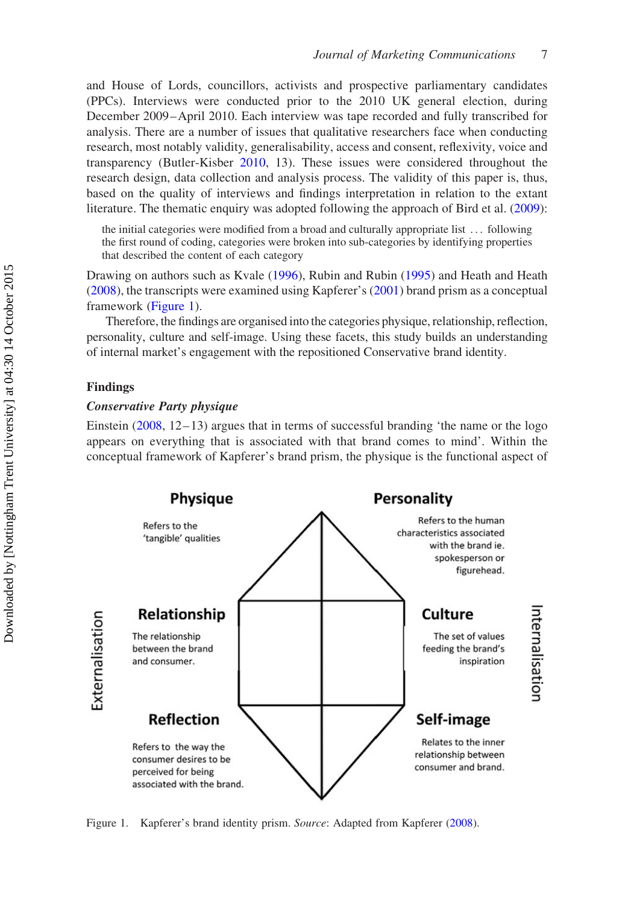and House of Lords, councillors, activists and prospective parliamentary candidates (PPCs). Interviews were conducted prior to the 2010 UK general election, during December 2009–April 2010. Each interview was tape recorded and fully transcribed for analysis. There are a number of issues that qualitative researchers face when conducting research, most notably validity, generalisability, access and consent, reflexivity, voice and transparency (Butler-Kisber 2010, 13). These issues were considered throughout the research design, data collection and analysis process. The validity of this paper is, thus, based on the quality of interviews and findings interpretation in relation to the extant literature. The thematic enquiry was adopted following the approach of Bird et al. (2009):

> the initial categories were modified from a broad and culturally appropriate list ... following the first round of coding, categories were broken into sub-categories by identifying properties that described the content of each category

Drawing on authors such as Kvale (1996), Rubin and Rubin (1995) and Heath and Heath (2008), the transcripts were examined using Kapferer's (2001) brand prism as a conceptual framework (Figure 1).

Therefore, the findings are organised into the categories physique, relationship, reflection, personality, culture and self-image. Using these facets, this study builds an understanding of internal market's engagement with the repositioned Conservative brand identity.

## Findings

### *Conservative Party physique*

Einstein (2008, 12–13) argues that in terms of successful branding 'the name or the logo appears on everything that is associated with that brand comes to mind'. Within the conceptual framework of Kapferer's brand prism, the physique is the functional aspect of

**Physique** – Refers to the 'tangible' qualities

**Personality** – Refers to the human characteristics associated with the brand ie. spokesperson or figurehead.

**Relationship** – The relationship between the brand and consumer.

**Culture** – The set of values feeding the brand's inspiration

**Reflection** – Refers to the way the consumer desires to be perceived for being associated with the brand.

**Self-image** – Relates to the inner relationship between consumer and brand.

Externalisation | Internalisation

Figure 1. Kapferer's brand identity prism. *Source*: Adapted from Kapferer (2008).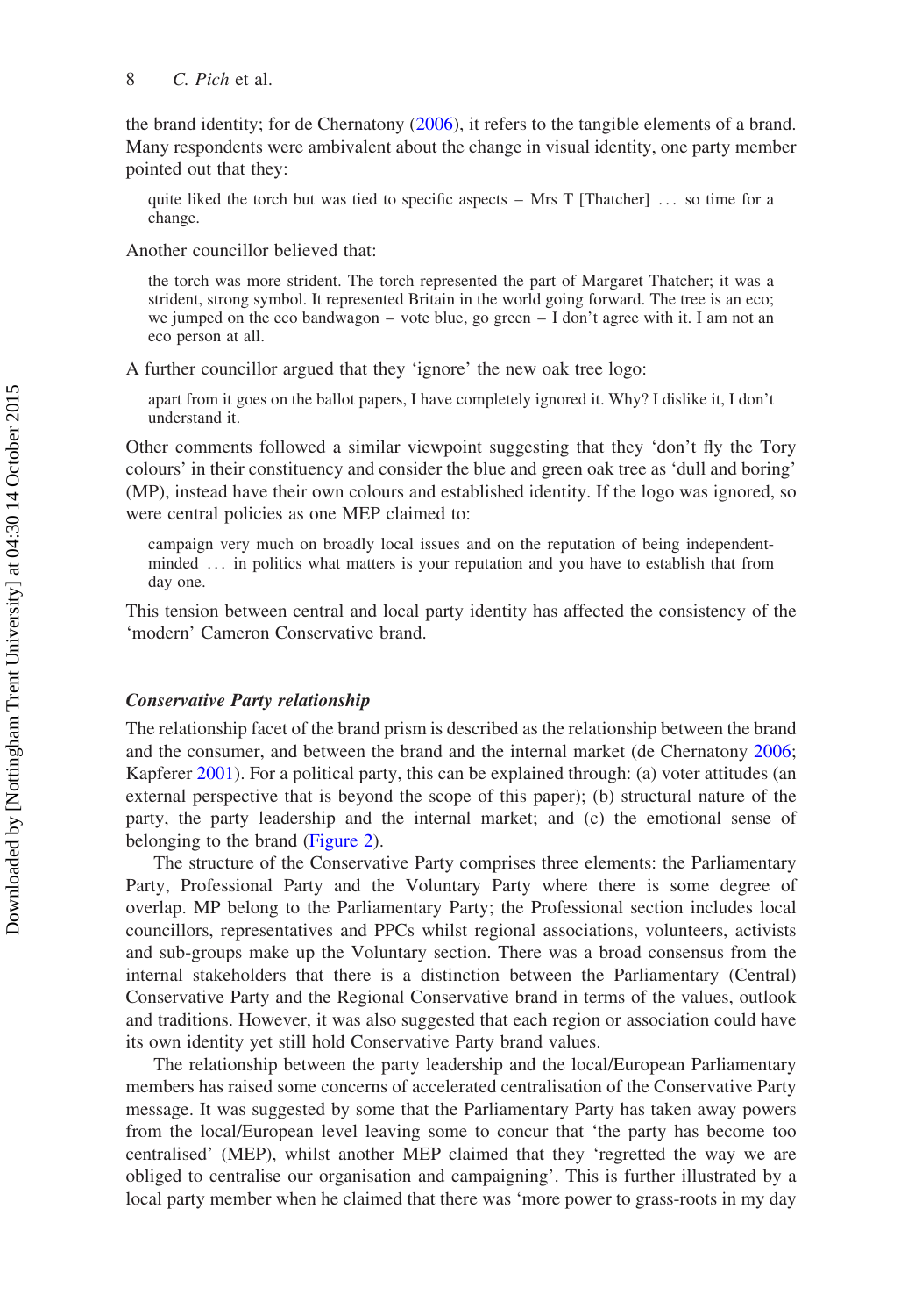the brand identity; for de Chernatony (2006), it refers to the tangible elements of a brand. Many respondents were ambivalent about the change in visual identity, one party member pointed out that they:

> quite liked the torch but was tied to specific aspects – Mrs T [Thatcher] … so time for a change.

Another councillor believed that:

> the torch was more strident. The torch represented the part of Margaret Thatcher; it was a strident, strong symbol. It represented Britain in the world going forward. The tree is an eco; we jumped on the eco bandwagon – vote blue, go green – I don't agree with it. I am not an eco person at all.

A further councillor argued that they 'ignore' the new oak tree logo:

> apart from it goes on the ballot papers, I have completely ignored it. Why? I dislike it, I don't understand it.

Other comments followed a similar viewpoint suggesting that they 'don't fly the Tory colours' in their constituency and consider the blue and green oak tree as 'dull and boring' (MP), instead have their own colours and established identity. If the logo was ignored, so were central policies as one MEP claimed to:

> campaign very much on broadly local issues and on the reputation of being independent-minded … in politics what matters is your reputation and you have to establish that from day one.

This tension between central and local party identity has affected the consistency of the 'modern' Cameron Conservative brand.

### *Conservative Party relationship*

The relationship facet of the brand prism is described as the relationship between the brand and the consumer, and between the brand and the internal market (de Chernatony 2006; Kapferer 2001). For a political party, this can be explained through: (a) voter attitudes (an external perspective that is beyond the scope of this paper); (b) structural nature of the party, the party leadership and the internal market; and (c) the emotional sense of belonging to the brand (Figure 2).

The structure of the Conservative Party comprises three elements: the Parliamentary Party, Professional Party and the Voluntary Party where there is some degree of overlap. MP belong to the Parliamentary Party; the Professional section includes local councillors, representatives and PPCs whilst regional associations, volunteers, activists and sub-groups make up the Voluntary section. There was a broad consensus from the internal stakeholders that there is a distinction between the Parliamentary (Central) Conservative Party and the Regional Conservative brand in terms of the values, outlook and traditions. However, it was also suggested that each region or association could have its own identity yet still hold Conservative Party brand values.

The relationship between the party leadership and the local/European Parliamentary members has raised some concerns of accelerated centralisation of the Conservative Party message. It was suggested by some that the Parliamentary Party has taken away powers from the local/European level leaving some to concur that 'the party has become too centralised' (MEP), whilst another MEP claimed that they 'regretted the way we are obliged to centralise our organisation and campaigning'. This is further illustrated by a local party member when he claimed that there was 'more power to grass-roots in my day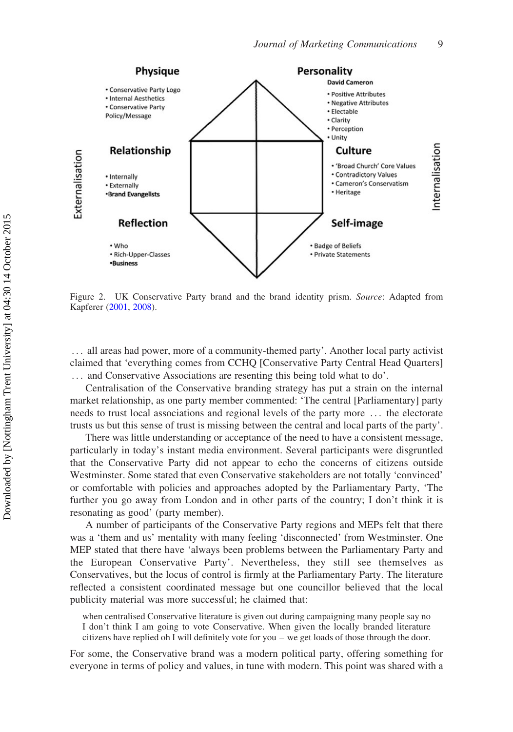Physique

• Conservative Party Logo
• Internal Aesthetics
• Conservative Party Policy/Message

Personality

David Cameron

• Positive Attributes
• Negative Attributes
• Electable
• Clarity
• Perception
• Unity

Relationship

• Internally
• Externally
• **Brand Evangelists**

Culture

• 'Broad Church' Core Values
• Contradictory Values
• Cameron's Conservatism
• Heritage

Reflection

• Who
• Rich-Upper-Classes
• **Business**

Self-image

• Badge of Beliefs
• Private Statements

Externalisation

Internalisation

Figure 2. UK Conservative Party brand and the brand identity prism. *Source*: Adapted from Kapferer (2001, 2008).

... all areas had power, more of a community-themed party'. Another local party activist claimed that 'everything comes from CCHQ [Conservative Party Central Head Quarters] ... and Conservative Associations are resenting this being told what to do'.

Centralisation of the Conservative branding strategy has put a strain on the internal market relationship, as one party member commented: 'The central [Parliamentary] party needs to trust local associations and regional levels of the party more ... the electorate trusts us but this sense of trust is missing between the central and local parts of the party'.

There was little understanding or acceptance of the need to have a consistent message, particularly in today's instant media environment. Several participants were disgruntled that the Conservative Party did not appear to echo the concerns of citizens outside Westminster. Some stated that even Conservative stakeholders are not totally 'convinced' or comfortable with policies and approaches adopted by the Parliamentary Party, 'The further you go away from London and in other parts of the country; I don't think it is resonating as good' (party member).

A number of participants of the Conservative Party regions and MEPs felt that there was a 'them and us' mentality with many feeling 'disconnected' from Westminster. One MEP stated that there have 'always been problems between the Parliamentary Party and the European Conservative Party'. Nevertheless, they still see themselves as Conservatives, but the locus of control is firmly at the Parliamentary Party. The literature reflected a consistent coordinated message but one councillor believed that the local publicity material was more successful; he claimed that:

> when centralised Conservative literature is given out during campaigning many people say no I don't think I am going to vote Conservative. When given the locally branded literature citizens have replied oh I will definitely vote for you – we get loads of those through the door.

For some, the Conservative brand was a modern political party, offering something for everyone in terms of policy and values, in tune with modern. This point was shared with a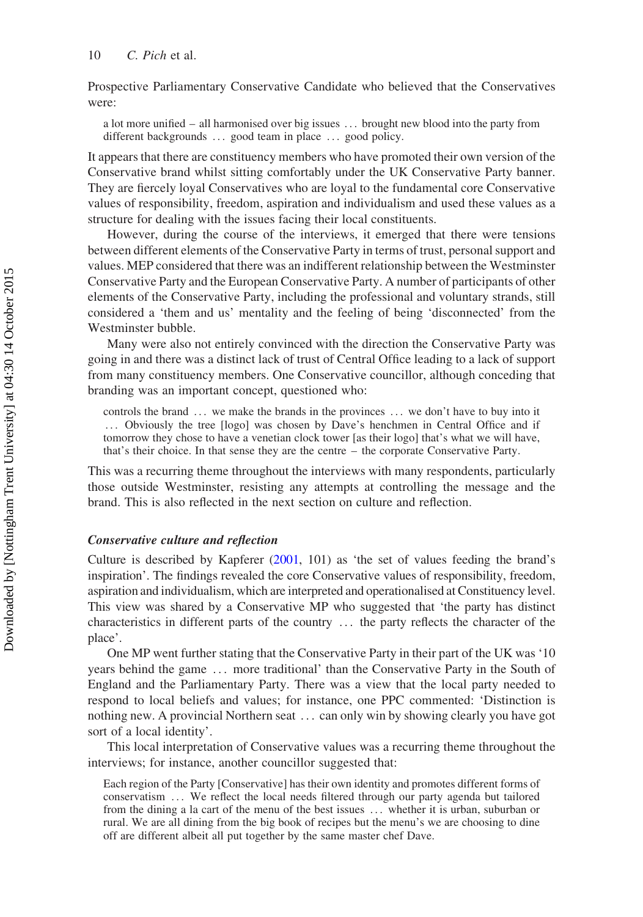Prospective Parliamentary Conservative Candidate who believed that the Conservatives were:

> a lot more unified – all harmonised over big issues … brought new blood into the party from different backgrounds … good team in place … good policy.

It appears that there are constituency members who have promoted their own version of the Conservative brand whilst sitting comfortably under the UK Conservative Party banner. They are fiercely loyal Conservatives who are loyal to the fundamental core Conservative values of responsibility, freedom, aspiration and individualism and used these values as a structure for dealing with the issues facing their local constituents.

However, during the course of the interviews, it emerged that there were tensions between different elements of the Conservative Party in terms of trust, personal support and values. MEP considered that there was an indifferent relationship between the Westminster Conservative Party and the European Conservative Party. A number of participants of other elements of the Conservative Party, including the professional and voluntary strands, still considered a 'them and us' mentality and the feeling of being 'disconnected' from the Westminster bubble.

Many were also not entirely convinced with the direction the Conservative Party was going in and there was a distinct lack of trust of Central Office leading to a lack of support from many constituency members. One Conservative councillor, although conceding that branding was an important concept, questioned who:

> controls the brand … we make the brands in the provinces … we don't have to buy into it … Obviously the tree [logo] was chosen by Dave's henchmen in Central Office and if tomorrow they chose to have a venetian clock tower [as their logo] that's what we will have, that's their choice. In that sense they are the centre – the corporate Conservative Party.

This was a recurring theme throughout the interviews with many respondents, particularly those outside Westminster, resisting any attempts at controlling the message and the brand. This is also reflected in the next section on culture and reflection.

### *Conservative culture and reflection*

Culture is described by Kapferer (2001, 101) as 'the set of values feeding the brand's inspiration'. The findings revealed the core Conservative values of responsibility, freedom, aspiration and individualism, which are interpreted and operationalised at Constituency level. This view was shared by a Conservative MP who suggested that 'the party has distinct characteristics in different parts of the country … the party reflects the character of the place'.

One MP went further stating that the Conservative Party in their part of the UK was '10 years behind the game … more traditional' than the Conservative Party in the South of England and the Parliamentary Party. There was a view that the local party needed to respond to local beliefs and values; for instance, one PPC commented: 'Distinction is nothing new. A provincial Northern seat … can only win by showing clearly you have got sort of a local identity'.

This local interpretation of Conservative values was a recurring theme throughout the interviews; for instance, another councillor suggested that:

> Each region of the Party [Conservative] has their own identity and promotes different forms of conservatism … We reflect the local needs filtered through our party agenda but tailored from the dining a la cart of the menu of the best issues … whether it is urban, suburban or rural. We are all dining from the big book of recipes but the menu's we are choosing to dine off are different albeit all put together by the same master chef Dave.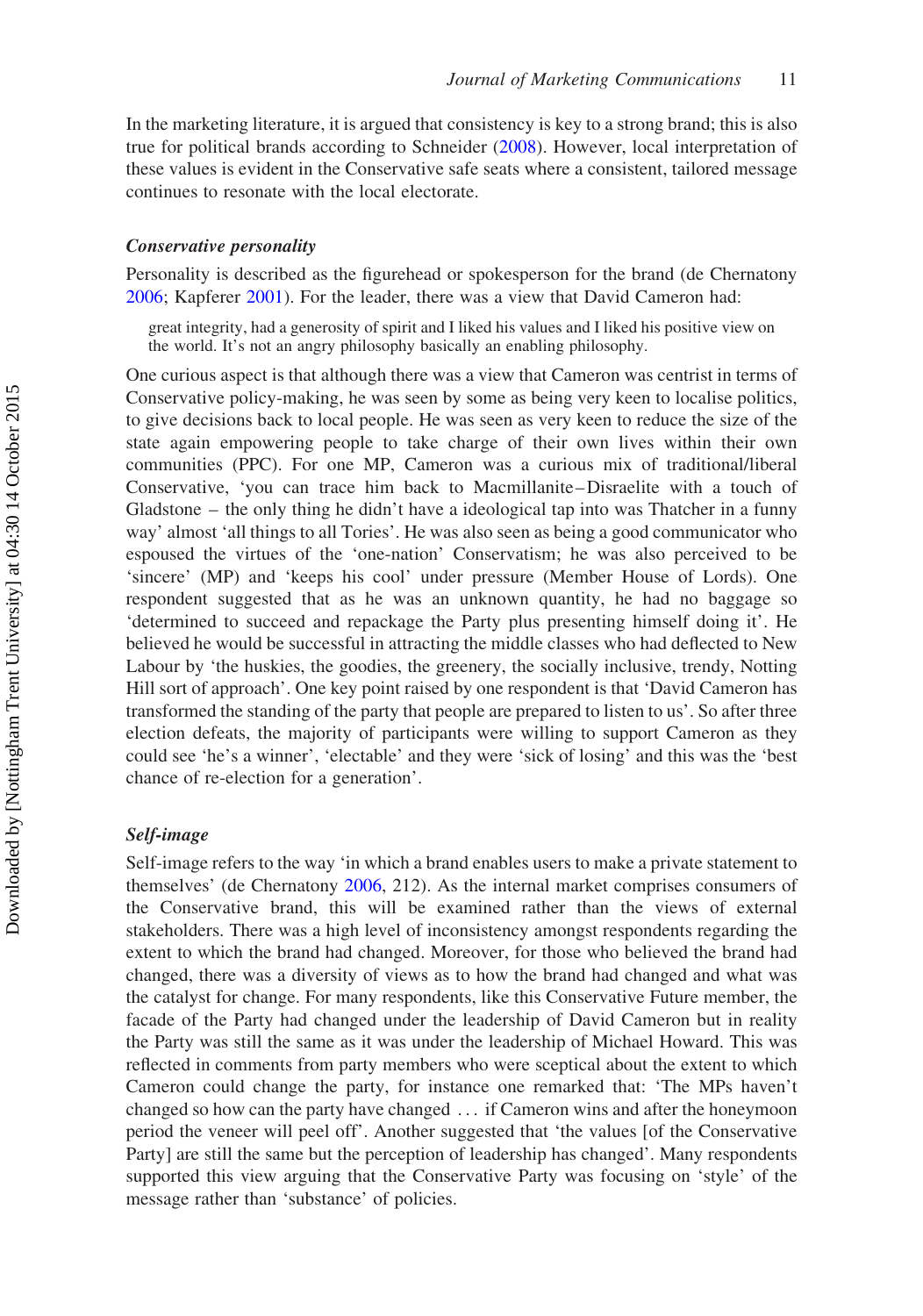In the marketing literature, it is argued that consistency is key to a strong brand; this is also true for political brands according to Schneider (2008). However, local interpretation of these values is evident in the Conservative safe seats where a consistent, tailored message continues to resonate with the local electorate.

### *Conservative personality*

Personality is described as the figurehead or spokesperson for the brand (de Chernatony 2006; Kapferer 2001). For the leader, there was a view that David Cameron had:

> great integrity, had a generosity of spirit and I liked his values and I liked his positive view on the world. It's not an angry philosophy basically an enabling philosophy.

One curious aspect is that although there was a view that Cameron was centrist in terms of Conservative policy-making, he was seen by some as being very keen to localise politics, to give decisions back to local people. He was seen as very keen to reduce the size of the state again empowering people to take charge of their own lives within their own communities (PPC). For one MP, Cameron was a curious mix of traditional/liberal Conservative, 'you can trace him back to Macmillanite–Disraelite with a touch of Gladstone – the only thing he didn't have a ideological tap into was Thatcher in a funny way' almost 'all things to all Tories'. He was also seen as being a good communicator who espoused the virtues of the 'one-nation' Conservatism; he was also perceived to be 'sincere' (MP) and 'keeps his cool' under pressure (Member House of Lords). One respondent suggested that as he was an unknown quantity, he had no baggage so 'determined to succeed and repackage the Party plus presenting himself doing it'. He believed he would be successful in attracting the middle classes who had deflected to New Labour by 'the huskies, the goodies, the greenery, the socially inclusive, trendy, Notting Hill sort of approach'. One key point raised by one respondent is that 'David Cameron has transformed the standing of the party that people are prepared to listen to us'. So after three election defeats, the majority of participants were willing to support Cameron as they could see 'he's a winner', 'electable' and they were 'sick of losing' and this was the 'best chance of re-election for a generation'.

### *Self-image*

Self-image refers to the way 'in which a brand enables users to make a private statement to themselves' (de Chernatony 2006, 212). As the internal market comprises consumers of the Conservative brand, this will be examined rather than the views of external stakeholders. There was a high level of inconsistency amongst respondents regarding the extent to which the brand had changed. Moreover, for those who believed the brand had changed, there was a diversity of views as to how the brand had changed and what was the catalyst for change. For many respondents, like this Conservative Future member, the facade of the Party had changed under the leadership of David Cameron but in reality the Party was still the same as it was under the leadership of Michael Howard. This was reflected in comments from party members who were sceptical about the extent to which Cameron could change the party, for instance one remarked that: 'The MPs haven't changed so how can the party have changed ... if Cameron wins and after the honeymoon period the veneer will peel off'. Another suggested that 'the values [of the Conservative Party] are still the same but the perception of leadership has changed'. Many respondents supported this view arguing that the Conservative Party was focusing on 'style' of the message rather than 'substance' of policies.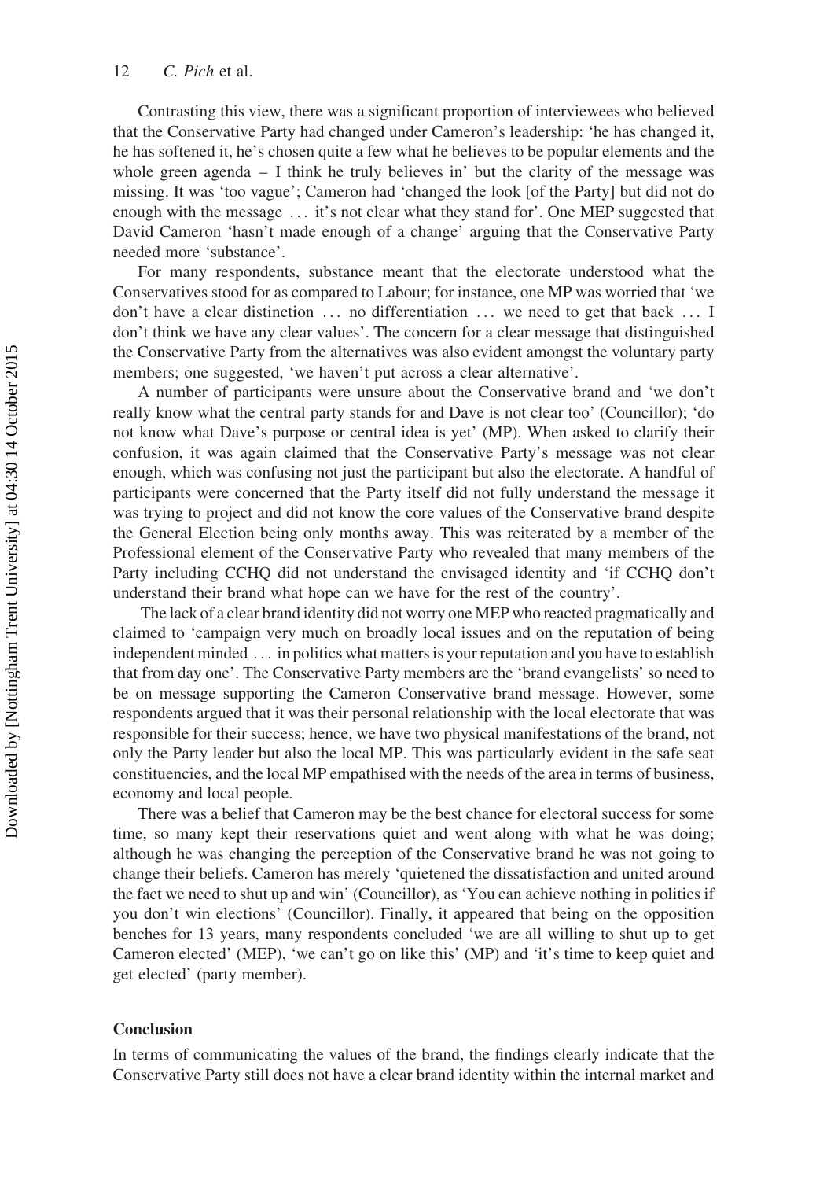Contrasting this view, there was a significant proportion of interviewees who believed that the Conservative Party had changed under Cameron's leadership: 'he has changed it, he has softened it, he's chosen quite a few what he believes to be popular elements and the whole green agenda – I think he truly believes in' but the clarity of the message was missing. It was 'too vague'; Cameron had 'changed the look [of the Party] but did not do enough with the message … it's not clear what they stand for'. One MEP suggested that David Cameron 'hasn't made enough of a change' arguing that the Conservative Party needed more 'substance'.

For many respondents, substance meant that the electorate understood what the Conservatives stood for as compared to Labour; for instance, one MP was worried that 'we don't have a clear distinction … no differentiation … we need to get that back … I don't think we have any clear values'. The concern for a clear message that distinguished the Conservative Party from the alternatives was also evident amongst the voluntary party members; one suggested, 'we haven't put across a clear alternative'.

A number of participants were unsure about the Conservative brand and 'we don't really know what the central party stands for and Dave is not clear too' (Councillor); 'do not know what Dave's purpose or central idea is yet' (MP). When asked to clarify their confusion, it was again claimed that the Conservative Party's message was not clear enough, which was confusing not just the participant but also the electorate. A handful of participants were concerned that the Party itself did not fully understand the message it was trying to project and did not know the core values of the Conservative brand despite the General Election being only months away. This was reiterated by a member of the Professional element of the Conservative Party who revealed that many members of the Party including CCHQ did not understand the envisaged identity and 'if CCHQ don't understand their brand what hope can we have for the rest of the country'.

The lack of a clear brand identity did not worry one MEP who reacted pragmatically and claimed to 'campaign very much on broadly local issues and on the reputation of being independent minded … in politics what matters is your reputation and you have to establish that from day one'. The Conservative Party members are the 'brand evangelists' so need to be on message supporting the Cameron Conservative brand message. However, some respondents argued that it was their personal relationship with the local electorate that was responsible for their success; hence, we have two physical manifestations of the brand, not only the Party leader but also the local MP. This was particularly evident in the safe seat constituencies, and the local MP empathised with the needs of the area in terms of business, economy and local people.

There was a belief that Cameron may be the best chance for electoral success for some time, so many kept their reservations quiet and went along with what he was doing; although he was changing the perception of the Conservative brand he was not going to change their beliefs. Cameron has merely 'quietened the dissatisfaction and united around the fact we need to shut up and win' (Councillor), as 'You can achieve nothing in politics if you don't win elections' (Councillor). Finally, it appeared that being on the opposition benches for 13 years, many respondents concluded 'we are all willing to shut up to get Cameron elected' (MEP), 'we can't go on like this' (MP) and 'it's time to keep quiet and get elected' (party member).

## Conclusion

In terms of communicating the values of the brand, the findings clearly indicate that the Conservative Party still does not have a clear brand identity within the internal market and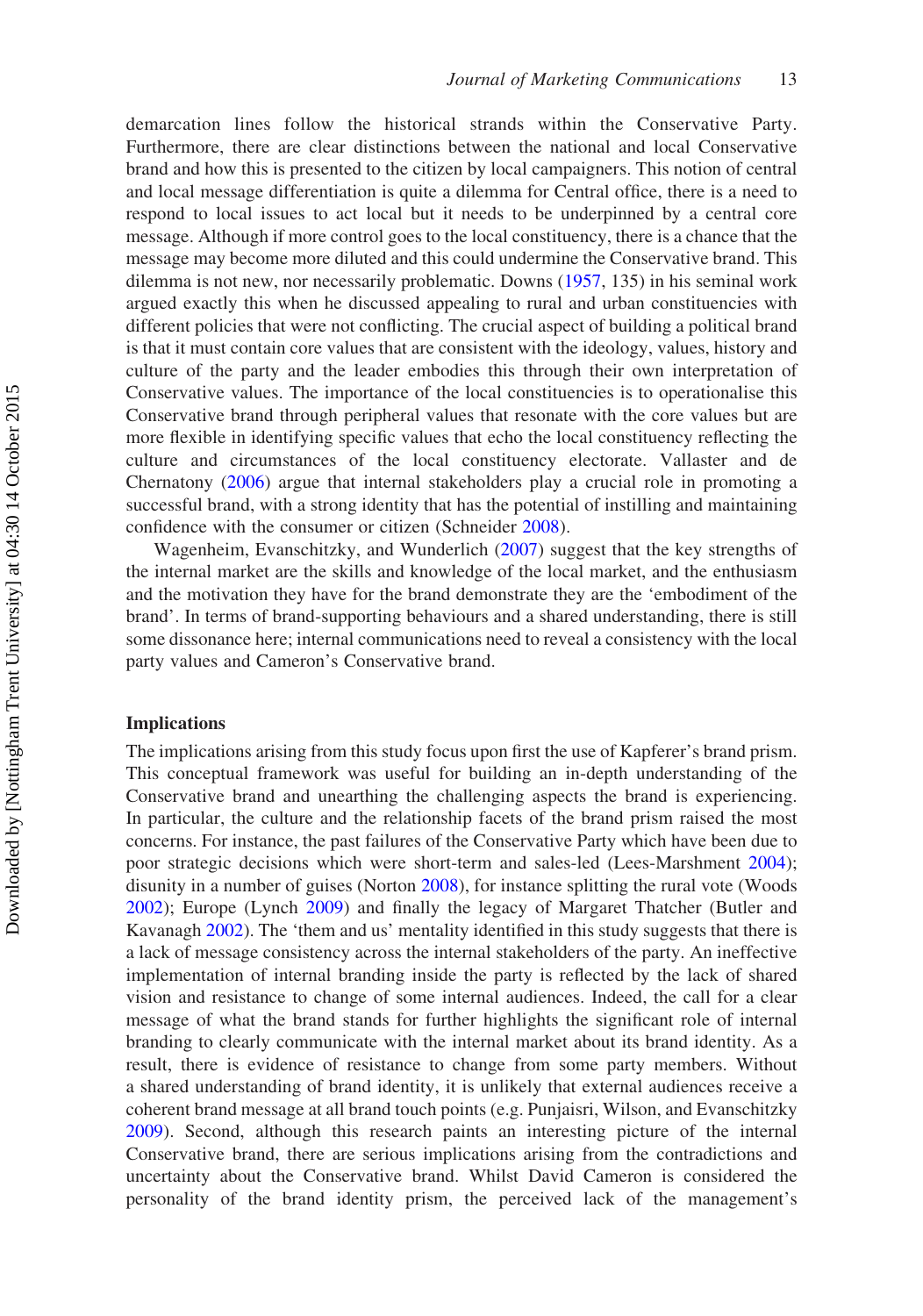demarcation lines follow the historical strands within the Conservative Party. Furthermore, there are clear distinctions between the national and local Conservative brand and how this is presented to the citizen by local campaigners. This notion of central and local message differentiation is quite a dilemma for Central office, there is a need to respond to local issues to act local but it needs to be underpinned by a central core message. Although if more control goes to the local constituency, there is a chance that the message may become more diluted and this could undermine the Conservative brand. This dilemma is not new, nor necessarily problematic. Downs (1957, 135) in his seminal work argued exactly this when he discussed appealing to rural and urban constituencies with different policies that were not conflicting. The crucial aspect of building a political brand is that it must contain core values that are consistent with the ideology, values, history and culture of the party and the leader embodies this through their own interpretation of Conservative values. The importance of the local constituencies is to operationalise this Conservative brand through peripheral values that resonate with the core values but are more flexible in identifying specific values that echo the local constituency reflecting the culture and circumstances of the local constituency electorate. Vallaster and de Chernatony (2006) argue that internal stakeholders play a crucial role in promoting a successful brand, with a strong identity that has the potential of instilling and maintaining confidence with the consumer or citizen (Schneider 2008).

Wagenheim, Evanschitzky, and Wunderlich (2007) suggest that the key strengths of the internal market are the skills and knowledge of the local market, and the enthusiasm and the motivation they have for the brand demonstrate they are the 'embodiment of the brand'. In terms of brand-supporting behaviours and a shared understanding, there is still some dissonance here; internal communications need to reveal a consistency with the local party values and Cameron's Conservative brand.

## Implications

The implications arising from this study focus upon first the use of Kapferer's brand prism. This conceptual framework was useful for building an in-depth understanding of the Conservative brand and unearthing the challenging aspects the brand is experiencing. In particular, the culture and the relationship facets of the brand prism raised the most concerns. For instance, the past failures of the Conservative Party which have been due to poor strategic decisions which were short-term and sales-led (Lees-Marshment 2004); disunity in a number of guises (Norton 2008), for instance splitting the rural vote (Woods 2002); Europe (Lynch 2009) and finally the legacy of Margaret Thatcher (Butler and Kavanagh 2002). The 'them and us' mentality identified in this study suggests that there is a lack of message consistency across the internal stakeholders of the party. An ineffective implementation of internal branding inside the party is reflected by the lack of shared vision and resistance to change of some internal audiences. Indeed, the call for a clear message of what the brand stands for further highlights the significant role of internal branding to clearly communicate with the internal market about its brand identity. As a result, there is evidence of resistance to change from some party members. Without a shared understanding of brand identity, it is unlikely that external audiences receive a coherent brand message at all brand touch points (e.g. Punjaisri, Wilson, and Evanschitzky 2009). Second, although this research paints an interesting picture of the internal Conservative brand, there are serious implications arising from the contradictions and uncertainty about the Conservative brand. Whilst David Cameron is considered the personality of the brand identity prism, the perceived lack of the management's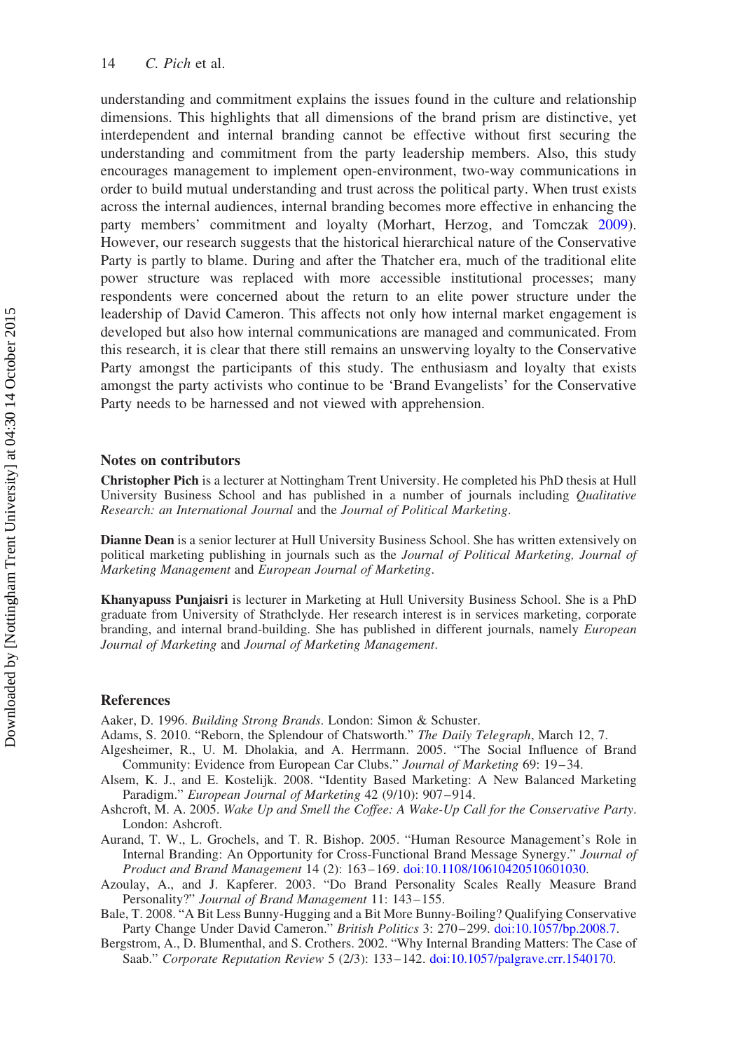understanding and commitment explains the issues found in the culture and relationship dimensions. This highlights that all dimensions of the brand prism are distinctive, yet interdependent and internal branding cannot be effective without first securing the understanding and commitment from the party leadership members. Also, this study encourages management to implement open-environment, two-way communications in order to build mutual understanding and trust across the political party. When trust exists across the internal audiences, internal branding becomes more effective in enhancing the party members' commitment and loyalty (Morhart, Herzog, and Tomczak 2009). However, our research suggests that the historical hierarchical nature of the Conservative Party is partly to blame. During and after the Thatcher era, much of the traditional elite power structure was replaced with more accessible institutional processes; many respondents were concerned about the return to an elite power structure under the leadership of David Cameron. This affects not only how internal market engagement is developed but also how internal communications are managed and communicated. From this research, it is clear that there still remains an unswerving loyalty to the Conservative Party amongst the participants of this study. The enthusiasm and loyalty that exists amongst the party activists who continue to be 'Brand Evangelists' for the Conservative Party needs to be harnessed and not viewed with apprehension.

## Notes on contributors

**Christopher Pich** is a lecturer at Nottingham Trent University. He completed his PhD thesis at Hull University Business School and has published in a number of journals including *Qualitative Research: an International Journal* and the *Journal of Political Marketing*.

**Dianne Dean** is a senior lecturer at Hull University Business School. She has written extensively on political marketing publishing in journals such as the *Journal of Political Marketing, Journal of Marketing Management* and *European Journal of Marketing*.

**Khanyapuss Punjaisri** is lecturer in Marketing at Hull University Business School. She is a PhD graduate from University of Strathclyde. Her research interest is in services marketing, corporate branding, and internal brand-building. She has published in different journals, namely *European Journal of Marketing* and *Journal of Marketing Management*.

## References

Aaker, D. 1996. *Building Strong Brands*. London: Simon & Schuster.

Adams, S. 2010. "Reborn, the Splendour of Chatsworth." *The Daily Telegraph*, March 12, 7.

Algesheimer, R., U. M. Dholakia, and A. Herrmann. 2005. "The Social Influence of Brand Community: Evidence from European Car Clubs." *Journal of Marketing* 69: 19–34.

Alsem, K. J., and E. Kostelijk. 2008. "Identity Based Marketing: A New Balanced Marketing Paradigm." *European Journal of Marketing* 42 (9/10): 907–914.

Ashcroft, M. A. 2005. *Wake Up and Smell the Coffee: A Wake-Up Call for the Conservative Party*. London: Ashcroft.

Aurand, T. W., L. Grochels, and T. R. Bishop. 2005. "Human Resource Management's Role in Internal Branding: An Opportunity for Cross-Functional Brand Message Synergy." *Journal of Product and Brand Management* 14 (2): 163–169. doi:10.1108/10610420510601030.

Azoulay, A., and J. Kapferer. 2003. "Do Brand Personality Scales Really Measure Brand Personality?" *Journal of Brand Management* 11: 143–155.

Bale, T. 2008. "A Bit Less Bunny-Hugging and a Bit More Bunny-Boiling? Qualifying Conservative Party Change Under David Cameron." *British Politics* 3: 270–299. doi:10.1057/bp.2008.7.

Bergstrom, A., D. Blumenthal, and S. Crothers. 2002. "Why Internal Branding Matters: The Case of Saab." *Corporate Reputation Review* 5 (2/3): 133–142. doi:10.1057/palgrave.crr.1540170.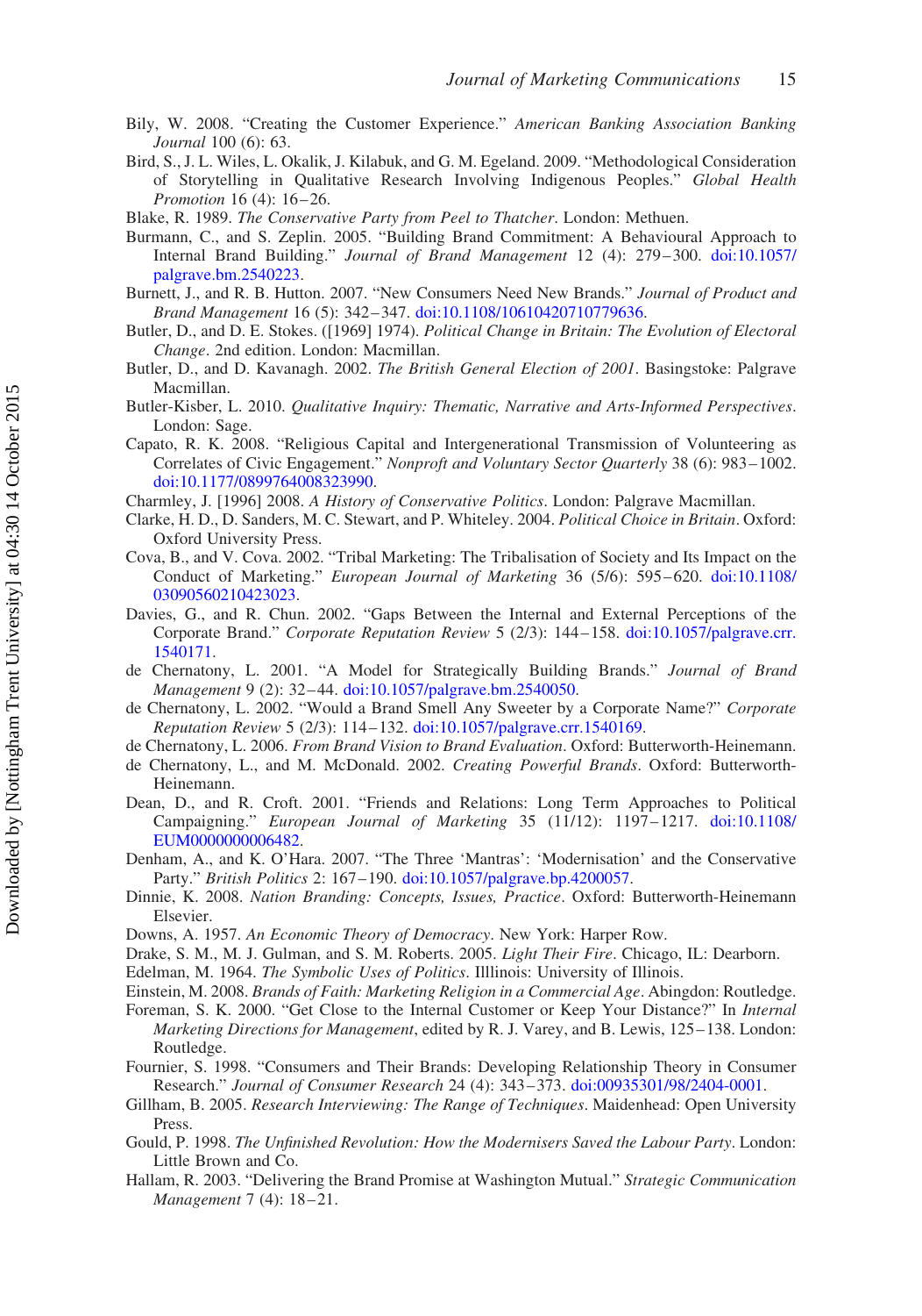Bily, W. 2008. "Creating the Customer Experience." *American Banking Association Banking Journal* 100 (6): 63.

Bird, S., J. L. Wiles, L. Okalik, J. Kilabuk, and G. M. Egeland. 2009. "Methodological Consideration of Storytelling in Qualitative Research Involving Indigenous Peoples." *Global Health Promotion* 16 (4): 16–26.

Blake, R. 1989. *The Conservative Party from Peel to Thatcher*. London: Methuen.

Burmann, C., and S. Zeplin. 2005. "Building Brand Commitment: A Behavioural Approach to Internal Brand Building." *Journal of Brand Management* 12 (4): 279–300. doi:10.1057/palgrave.bm.2540223.

Burnett, J., and R. B. Hutton. 2007. "New Consumers Need New Brands." *Journal of Product and Brand Management* 16 (5): 342–347. doi:10.1108/10610420710779636.

Butler, D., and D. E. Stokes. ([1969] 1974). *Political Change in Britain: The Evolution of Electoral Change*. 2nd edition. London: Macmillan.

Butler, D., and D. Kavanagh. 2002. *The British General Election of 2001*. Basingstoke: Palgrave Macmillan.

Butler-Kisber, L. 2010. *Qualitative Inquiry: Thematic, Narrative and Arts-Informed Perspectives*. London: Sage.

Capato, R. K. 2008. "Religious Capital and Intergenerational Transmission of Volunteering as Correlates of Civic Engagement." *Nonprofit and Voluntary Sector Quarterly* 38 (6): 983–1002. doi:10.1177/0899764008323990.

Charmley, J. [1996] 2008. *A History of Conservative Politics*. London: Palgrave Macmillan.

Clarke, H. D., D. Sanders, M. C. Stewart, and P. Whiteley. 2004. *Political Choice in Britain*. Oxford: Oxford University Press.

Cova, B., and V. Cova. 2002. "Tribal Marketing: The Tribalisation of Society and Its Impact on the Conduct of Marketing." *European Journal of Marketing* 36 (5/6): 595–620. doi:10.1108/03090560210423023.

Davies, G., and R. Chun. 2002. "Gaps Between the Internal and External Perceptions of the Corporate Brand." *Corporate Reputation Review* 5 (2/3): 144–158. doi:10.1057/palgrave.crr.1540171.

de Chernatony, L. 2001. "A Model for Strategically Building Brands." *Journal of Brand Management* 9 (2): 32–44. doi:10.1057/palgrave.bm.2540050.

de Chernatony, L. 2002. "Would a Brand Smell Any Sweeter by a Corporate Name?" *Corporate Reputation Review* 5 (2/3): 114–132. doi:10.1057/palgrave.crr.1540169.

de Chernatony, L. 2006. *From Brand Vision to Brand Evaluation*. Oxford: Butterworth-Heinemann.

de Chernatony, L., and M. McDonald. 2002. *Creating Powerful Brands*. Oxford: Butterworth-Heinemann.

Dean, D., and R. Croft. 2001. "Friends and Relations: Long Term Approaches to Political Campaigning." *European Journal of Marketing* 35 (11/12): 1197–1217. doi:10.1108/EUM0000000006482.

Denham, A., and K. O'Hara. 2007. "The Three 'Mantras': 'Modernisation' and the Conservative Party." *British Politics* 2: 167–190. doi:10.1057/palgrave.bp.4200057.

Dinnie, K. 2008. *Nation Branding: Concepts, Issues, Practice*. Oxford: Butterworth-Heinemann Elsevier.

Downs, A. 1957. *An Economic Theory of Democracy*. New York: Harper Row.

Drake, S. M., M. J. Gulman, and S. M. Roberts. 2005. *Light Their Fire*. Chicago, IL: Dearborn.

Edelman, M. 1964. *The Symbolic Uses of Politics*. Illlinois: University of Illinois.

Einstein, M. 2008. *Brands of Faith: Marketing Religion in a Commercial Age*. Abingdon: Routledge.

Foreman, S. K. 2000. "Get Close to the Internal Customer or Keep Your Distance?" In *Internal Marketing Directions for Management*, edited by R. J. Varey, and B. Lewis, 125–138. London: Routledge.

Fournier, S. 1998. "Consumers and Their Brands: Developing Relationship Theory in Consumer Research." *Journal of Consumer Research* 24 (4): 343–373. doi:00935301/98/2404-0001.

Gillham, B. 2005. *Research Interviewing: The Range of Techniques*. Maidenhead: Open University Press.

Gould, P. 1998. *The Unfinished Revolution: How the Modernisers Saved the Labour Party*. London: Little Brown and Co.

Hallam, R. 2003. "Delivering the Brand Promise at Washington Mutual." *Strategic Communication Management* 7 (4): 18–21.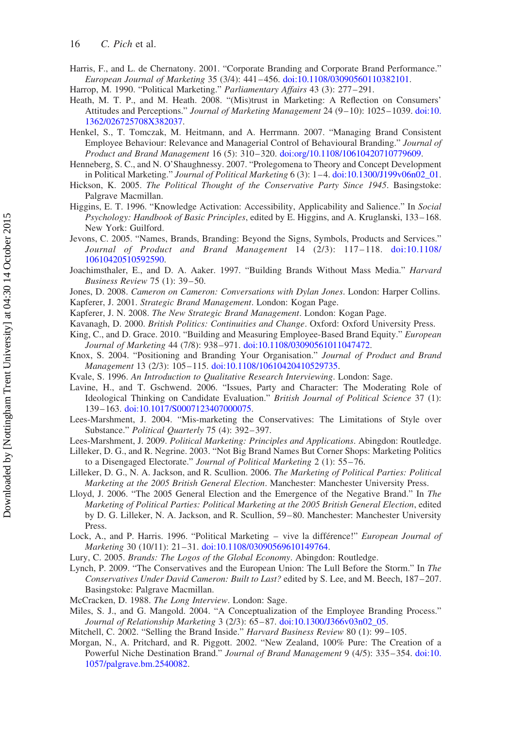Harris, F., and L. de Chernatony. 2001. "Corporate Branding and Corporate Brand Performance." *European Journal of Marketing* 35 (3/4): 441–456. doi:10.1108/03090560110382101.

Harrop, M. 1990. "Political Marketing." *Parliamentary Affairs* 43 (3): 277–291.

Heath, M. T. P., and M. Heath. 2008. "(Mis)trust in Marketing: A Reflection on Consumers' Attitudes and Perceptions." *Journal of Marketing Management* 24 (9–10): 1025–1039. doi:10.1362/026725708X382037.

Henkel, S., T. Tomczak, M. Heitmann, and A. Herrmann. 2007. "Managing Brand Consistent Employee Behaviour: Relevance and Managerial Control of Behavioural Branding." *Journal of Product and Brand Management* 16 (5): 310–320. doi:org/10.1108/10610420710779609.

Henneberg, S. C., and N. O'Shaughnessy. 2007. "Prolegomena to Theory and Concept Development in Political Marketing." *Journal of Political Marketing* 6 (3): 1–4. doi:10.1300/J199v06n02_01.

Hickson, K. 2005. *The Political Thought of the Conservative Party Since 1945*. Basingstoke: Palgrave Macmillan.

Higgins, E. T. 1996. "Knowledge Activation: Accessibility, Applicability and Salience." In *Social Psychology: Handbook of Basic Principles*, edited by E. Higgins, and A. Kruglanski, 133–168. New York: Guilford.

Jevons, C. 2005. "Names, Brands, Branding: Beyond the Signs, Symbols, Products and Services." *Journal of Product and Brand Management* 14 (2/3): 117–118. doi:10.1108/10610420510592590.

Joachimsthaler, E., and D. A. Aaker. 1997. "Building Brands Without Mass Media." *Harvard Business Review* 75 (1): 39–50.

Jones, D. 2008. *Cameron on Cameron: Conversations with Dylan Jones*. London: Harper Collins.

Kapferer, J. 2001. *Strategic Brand Management*. London: Kogan Page.

Kapferer, J. N. 2008. *The New Strategic Brand Management*. London: Kogan Page.

Kavanagh, D. 2000. *British Politics: Continuities and Change*. Oxford: Oxford University Press.

King, C., and D. Grace. 2010. "Building and Measuring Employee-Based Brand Equity." *European Journal of Marketing* 44 (7/8): 938–971. doi:10.1108/03090561011047472.

Knox, S. 2004. "Positioning and Branding Your Organisation." *Journal of Product and Brand Management* 13 (2/3): 105–115. doi:10.1108/10610420410529735.

Kvale, S. 1996. *An Introduction to Qualitative Research Interviewing*. London: Sage.

Lavine, H., and T. Gschwend. 2006. "Issues, Party and Character: The Moderating Role of Ideological Thinking on Candidate Evaluation." *British Journal of Political Science* 37 (1): 139–163. doi:10.1017/S0007123407000075.

Lees-Marshment, J. 2004. "Mis-marketing the Conservatives: The Limitations of Style over Substance." *Political Quarterly* 75 (4): 392–397.

Lees-Marshment, J. 2009. *Political Marketing: Principles and Applications*. Abingdon: Routledge.

Lilleker, D. G., and R. Negrine. 2003. "Not Big Brand Names But Corner Shops: Marketing Politics to a Disengaged Electorate." *Journal of Political Marketing* 2 (1): 55–76.

Lilleker, D. G., N. A. Jackson, and R. Scullion. 2006. *The Marketing of Political Parties: Political Marketing at the 2005 British General Election*. Manchester: Manchester University Press.

Lloyd, J. 2006. "The 2005 General Election and the Emergence of the Negative Brand." In *The Marketing of Political Parties: Political Marketing at the 2005 British General Election*, edited by D. G. Lilleker, N. A. Jackson, and R. Scullion, 59–80. Manchester: Manchester University Press.

Lock, A., and P. Harris. 1996. "Political Marketing – vive la différence!" *European Journal of Marketing* 30 (10/11): 21–31. doi:10.1108/03090569610149764.

Lury, C. 2005. *Brands: The Logos of the Global Economy*. Abingdon: Routledge.

Lynch, P. 2009. "The Conservatives and the European Union: The Lull Before the Storm." In *The Conservatives Under David Cameron: Built to Last?* edited by S. Lee, and M. Beech, 187–207. Basingstoke: Palgrave Macmillan.

McCracken, D. 1988. *The Long Interview*. London: Sage.

Miles, S. J., and G. Mangold. 2004. "A Conceptualization of the Employee Branding Process." *Journal of Relationship Marketing* 3 (2/3): 65–87. doi:10.1300/J366v03n02_05.

Mitchell, C. 2002. "Selling the Brand Inside." *Harvard Business Review* 80 (1): 99–105.

Morgan, N., A. Pritchard, and R. Piggott. 2002. "New Zealand, 100% Pure: The Creation of a Powerful Niche Destination Brand." *Journal of Brand Management* 9 (4/5): 335–354. doi:10.1057/palgrave.bm.2540082.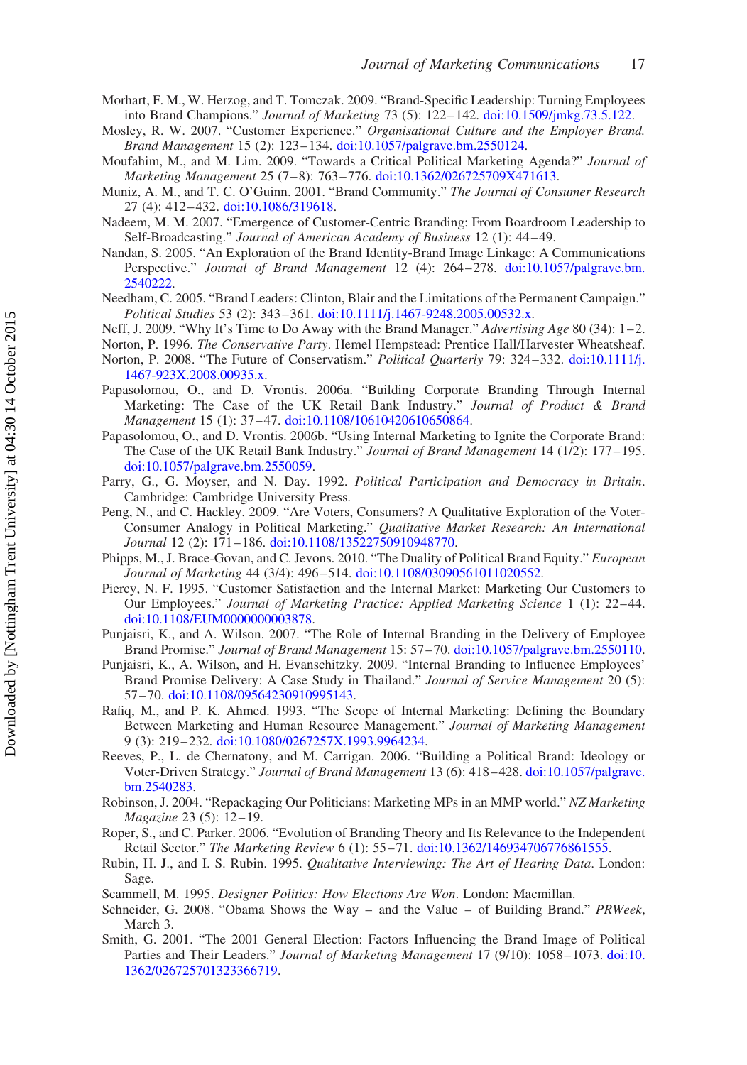Morhart, F. M., W. Herzog, and T. Tomczak. 2009. "Brand-Specific Leadership: Turning Employees into Brand Champions." *Journal of Marketing* 73 (5): 122–142. doi:10.1509/jmkg.73.5.122.

Mosley, R. W. 2007. "Customer Experience." *Organisational Culture and the Employer Brand. Brand Management* 15 (2): 123–134. doi:10.1057/palgrave.bm.2550124.

Moufahim, M., and M. Lim. 2009. "Towards a Critical Political Marketing Agenda?" *Journal of Marketing Management* 25 (7–8): 763–776. doi:10.1362/026725709X471613.

Muniz, A. M., and T. C. O'Guinn. 2001. "Brand Community." *The Journal of Consumer Research* 27 (4): 412–432. doi:10.1086/319618.

Nadeem, M. M. 2007. "Emergence of Customer-Centric Branding: From Boardroom Leadership to Self-Broadcasting." *Journal of American Academy of Business* 12 (1): 44–49.

Nandan, S. 2005. "An Exploration of the Brand Identity-Brand Image Linkage: A Communications Perspective." *Journal of Brand Management* 12 (4): 264–278. doi:10.1057/palgrave.bm.2540222.

Needham, C. 2005. "Brand Leaders: Clinton, Blair and the Limitations of the Permanent Campaign." *Political Studies* 53 (2): 343–361. doi:10.1111/j.1467-9248.2005.00532.x.

Neff, J. 2009. "Why It's Time to Do Away with the Brand Manager." *Advertising Age* 80 (34): 1–2.

Norton, P. 1996. *The Conservative Party*. Hemel Hempstead: Prentice Hall/Harvester Wheatsheaf.

Norton, P. 2008. "The Future of Conservatism." *Political Quarterly* 79: 324–332. doi:10.1111/j.1467-923X.2008.00935.x.

Papasolomou, O., and D. Vrontis. 2006a. "Building Corporate Branding Through Internal Marketing: The Case of the UK Retail Bank Industry." *Journal of Product & Brand Management* 15 (1): 37–47. doi:10.1108/10610420610650864.

Papasolomou, O., and D. Vrontis. 2006b. "Using Internal Marketing to Ignite the Corporate Brand: The Case of the UK Retail Bank Industry." *Journal of Brand Management* 14 (1/2): 177–195. doi:10.1057/palgrave.bm.2550059.

Parry, G., G. Moyser, and N. Day. 1992. *Political Participation and Democracy in Britain*. Cambridge: Cambridge University Press.

Peng, N., and C. Hackley. 2009. "Are Voters, Consumers? A Qualitative Exploration of the Voter-Consumer Analogy in Political Marketing." *Qualitative Market Research: An International Journal* 12 (2): 171–186. doi:10.1108/13522750910948770.

Phipps, M., J. Brace-Govan, and C. Jevons. 2010. "The Duality of Political Brand Equity." *European Journal of Marketing* 44 (3/4): 496–514. doi:10.1108/03090561011020552.

Piercy, N. F. 1995. "Customer Satisfaction and the Internal Market: Marketing Our Customers to Our Employees." *Journal of Marketing Practice: Applied Marketing Science* 1 (1): 22–44. doi:10.1108/EUM0000000003878.

Punjaisri, K., and A. Wilson. 2007. "The Role of Internal Branding in the Delivery of Employee Brand Promise." *Journal of Brand Management* 15: 57–70. doi:10.1057/palgrave.bm.2550110.

Punjaisri, K., A. Wilson, and H. Evanschitzky. 2009. "Internal Branding to Influence Employees' Brand Promise Delivery: A Case Study in Thailand." *Journal of Service Management* 20 (5): 57–70. doi:10.1108/09564230910995143.

Rafiq, M., and P. K. Ahmed. 1993. "The Scope of Internal Marketing: Defining the Boundary Between Marketing and Human Resource Management." *Journal of Marketing Management* 9 (3): 219–232. doi:10.1080/0267257X.1993.9964234.

Reeves, P., L. de Chernatony, and M. Carrigan. 2006. "Building a Political Brand: Ideology or Voter-Driven Strategy." *Journal of Brand Management* 13 (6): 418–428. doi:10.1057/palgrave.bm.2540283.

Robinson, J. 2004. "Repackaging Our Politicians: Marketing MPs in an MMP world." *NZ Marketing Magazine* 23 (5): 12–19.

Roper, S., and C. Parker. 2006. "Evolution of Branding Theory and Its Relevance to the Independent Retail Sector." *The Marketing Review* 6 (1): 55–71. doi:10.1362/146934706776861555.

Rubin, H. J., and I. S. Rubin. 1995. *Qualitative Interviewing: The Art of Hearing Data*. London: Sage.

Scammell, M. 1995. *Designer Politics: How Elections Are Won*. London: Macmillan.

Schneider, G. 2008. "Obama Shows the Way – and the Value – of Building Brand." *PRWeek*, March 3.

Smith, G. 2001. "The 2001 General Election: Factors Influencing the Brand Image of Political Parties and Their Leaders." *Journal of Marketing Management* 17 (9/10): 1058–1073. doi:10.1362/0267257013233666719.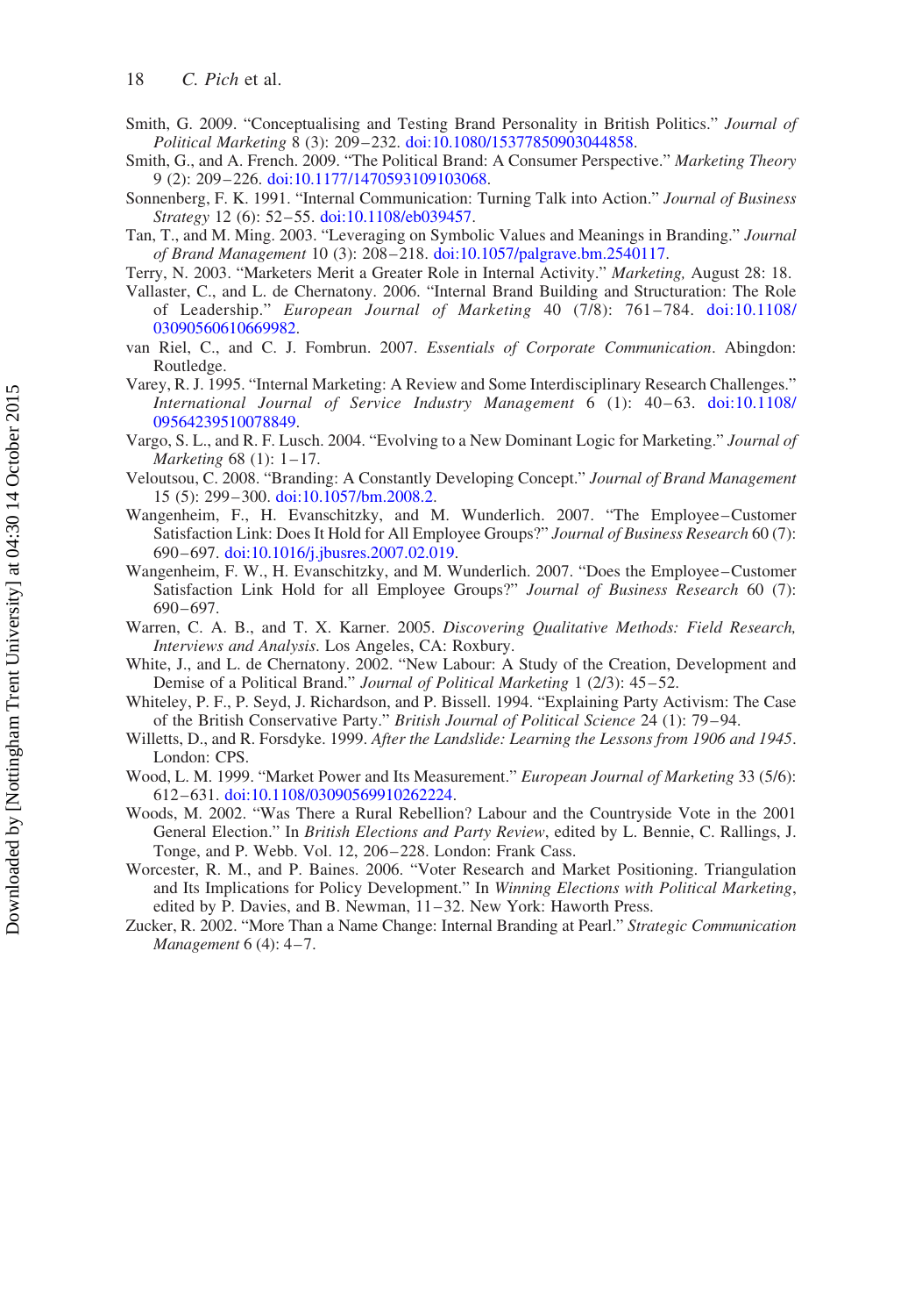Smith, G. 2009. "Conceptualising and Testing Brand Personality in British Politics." *Journal of Political Marketing* 8 (3): 209–232. doi:10.1080/15377850903044858.

Smith, G., and A. French. 2009. "The Political Brand: A Consumer Perspective." *Marketing Theory* 9 (2): 209–226. doi:10.1177/1470593109103068.

Sonnenberg, F. K. 1991. "Internal Communication: Turning Talk into Action." *Journal of Business Strategy* 12 (6): 52–55. doi:10.1108/eb039457.

Tan, T., and M. Ming. 2003. "Leveraging on Symbolic Values and Meanings in Branding." *Journal of Brand Management* 10 (3): 208–218. doi:10.1057/palgrave.bm.2540117.

Terry, N. 2003. "Marketers Merit a Greater Role in Internal Activity." *Marketing,* August 28: 18.

Vallaster, C., and L. de Chernatony. 2006. "Internal Brand Building and Structuration: The Role of Leadership." *European Journal of Marketing* 40 (7/8): 761–784. doi:10.1108/03090560610669982.

van Riel, C., and C. J. Fombrun. 2007. *Essentials of Corporate Communication*. Abingdon: Routledge.

Varey, R. J. 1995. "Internal Marketing: A Review and Some Interdisciplinary Research Challenges." *International Journal of Service Industry Management* 6 (1): 40–63. doi:10.1108/09564239510078849.

Vargo, S. L., and R. F. Lusch. 2004. "Evolving to a New Dominant Logic for Marketing." *Journal of Marketing* 68 (1): 1–17.

Veloutsou, C. 2008. "Branding: A Constantly Developing Concept." *Journal of Brand Management* 15 (5): 299–300. doi:10.1057/bm.2008.2.

Wangenheim, F., H. Evanschitzky, and M. Wunderlich. 2007. "The Employee–Customer Satisfaction Link: Does It Hold for All Employee Groups?" *Journal of Business Research* 60 (7): 690–697. doi:10.1016/j.jbusres.2007.02.019.

Wangenheim, F. W., H. Evanschitzky, and M. Wunderlich. 2007. "Does the Employee–Customer Satisfaction Link Hold for all Employee Groups?" *Journal of Business Research* 60 (7): 690–697.

Warren, C. A. B., and T. X. Karner. 2005. *Discovering Qualitative Methods: Field Research, Interviews and Analysis*. Los Angeles, CA: Roxbury.

White, J., and L. de Chernatony. 2002. "New Labour: A Study of the Creation, Development and Demise of a Political Brand." *Journal of Political Marketing* 1 (2/3): 45–52.

Whiteley, P. F., P. Seyd, J. Richardson, and P. Bissell. 1994. "Explaining Party Activism: The Case of the British Conservative Party." *British Journal of Political Science* 24 (1): 79–94.

Willetts, D., and R. Forsdyke. 1999. *After the Landslide: Learning the Lessons from 1906 and 1945*. London: CPS.

Wood, L. M. 1999. "Market Power and Its Measurement." *European Journal of Marketing* 33 (5/6): 612–631. doi:10.1108/03090569910262224.

Woods, M. 2002. "Was There a Rural Rebellion? Labour and the Countryside Vote in the 2001 General Election." In *British Elections and Party Review*, edited by L. Bennie, C. Rallings, J. Tonge, and P. Webb. Vol. 12, 206–228. London: Frank Cass.

Worcester, R. M., and P. Baines. 2006. "Voter Research and Market Positioning. Triangulation and Its Implications for Policy Development." In *Winning Elections with Political Marketing*, edited by P. Davies, and B. Newman, 11–32. New York: Haworth Press.

Zucker, R. 2002. "More Than a Name Change: Internal Branding at Pearl." *Strategic Communication Management* 6 (4): 4–7.